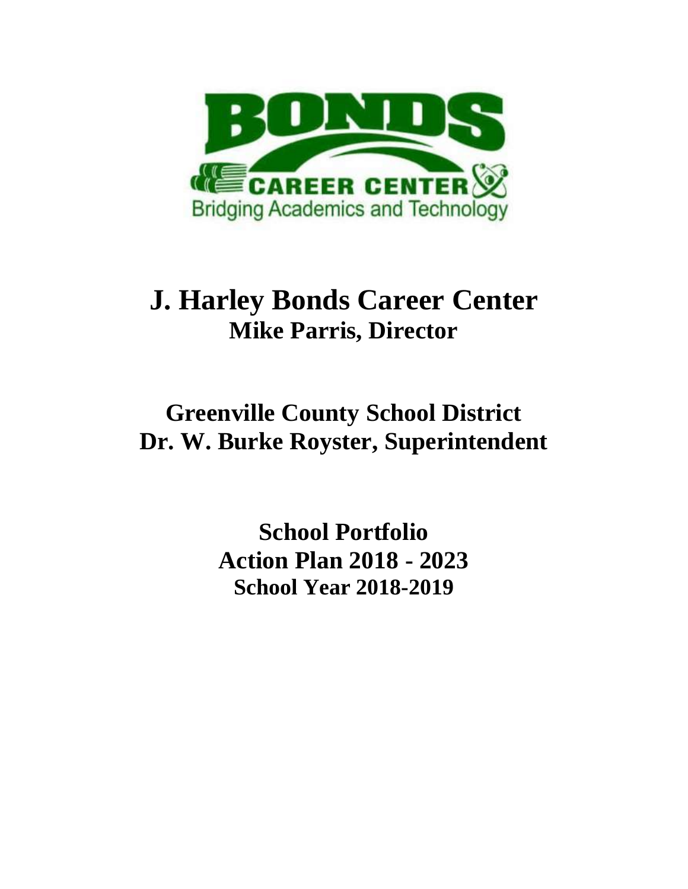# J. Harley Bonds Career Center

## Mike Parris, Director

## Greenville County School District

## Dr. W. Burke Royster, Superintendent

## School Portfolio

## Action Plan 2018 - 2023

### School Year 2018-2019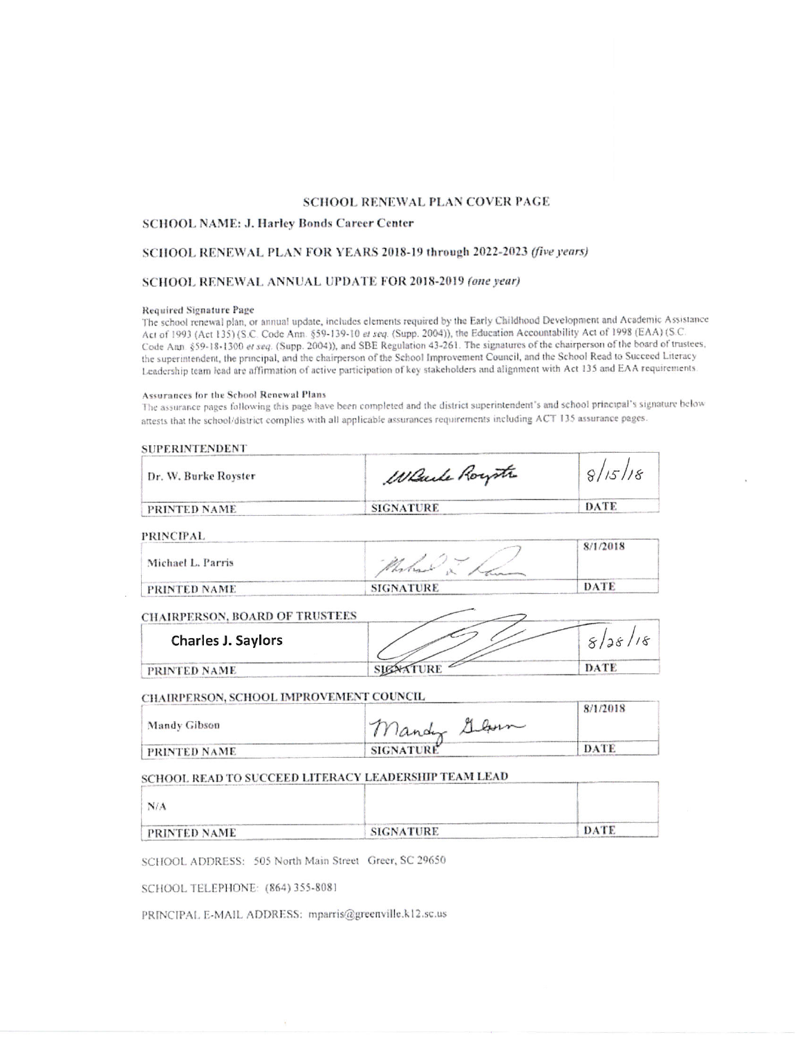# SCHOOL RENEWAL PLAN COVER PAGE

**SCHOOL NAME: J. Harley Bonds Career Center**

**SCHOOL RENEWAL PLAN FOR YEARS 2018-19 through 2022-2023** *(five years)*

**SCHOOL RENEWAL ANNUAL UPDATE FOR 2018-2019** *(one year)*

**Required Signature Page**

The school renewal plan, or annual update, includes elements required by the Early Childhood Development and Academic Assistance Act of 1993 (Act 135) (S.C. Code Ann. §59-139-10 *et seq.* (Supp. 2004)), the Education Accountability Act of 1998 (EAA) (S.C. Code Ann. §59-18-1300 *et seq.* (Supp. 2004)), and SBE Regulation 43-261. The signatures of the chairperson of the board of trustees, the superintendent, the principal, and the chairperson of the School Improvement Council, and the School Read to Succeed Literacy Leadership team lead are affirmation of active participation of key stakeholders and alignment with Act 135 and EAA requirements.

**Assurances for the School Renewal Plans**

The assurance pages following this page have been completed and the district superintendent's and school principal's signature below attests that the school/district complies with all applicable assurances requirements including ACT 135 assurance pages.

**SUPERINTENDENT**

| Dr. W. Burke Royster | W Burke Royster | 8/15/18 |
|---|---|---|
| PRINTED NAME | SIGNATURE | DATE |

**PRINCIPAL**

| Michael L. Parris | Michael L. Parris | 8/1/2018 |
|---|---|---|
| PRINTED NAME | SIGNATURE | DATE |

**CHAIRPERSON, BOARD OF TRUSTEES**

| Charles J. Saylors | | 8/28/18 |
|---|---|---|
| PRINTED NAME | SIGNATURE | DATE |

**CHAIRPERSON, SCHOOL IMPROVEMENT COUNCIL**

| Mandy Gibson | Mandy Gibson | 8/1/2018 |
|---|---|---|
| PRINTED NAME | SIGNATURE | DATE |

**SCHOOL READ TO SUCCEED LITERACY LEADERSHIP TEAM LEAD**

| N/A | | |
|---|---|---|
| PRINTED NAME | SIGNATURE | DATE |

SCHOOL ADDRESS: 505 North Main Street Greer, SC 29650

SCHOOL TELEPHONE: (864) 355-8081

PRINCIPAL E-MAIL ADDRESS: mparris@greenville.k12.sc.us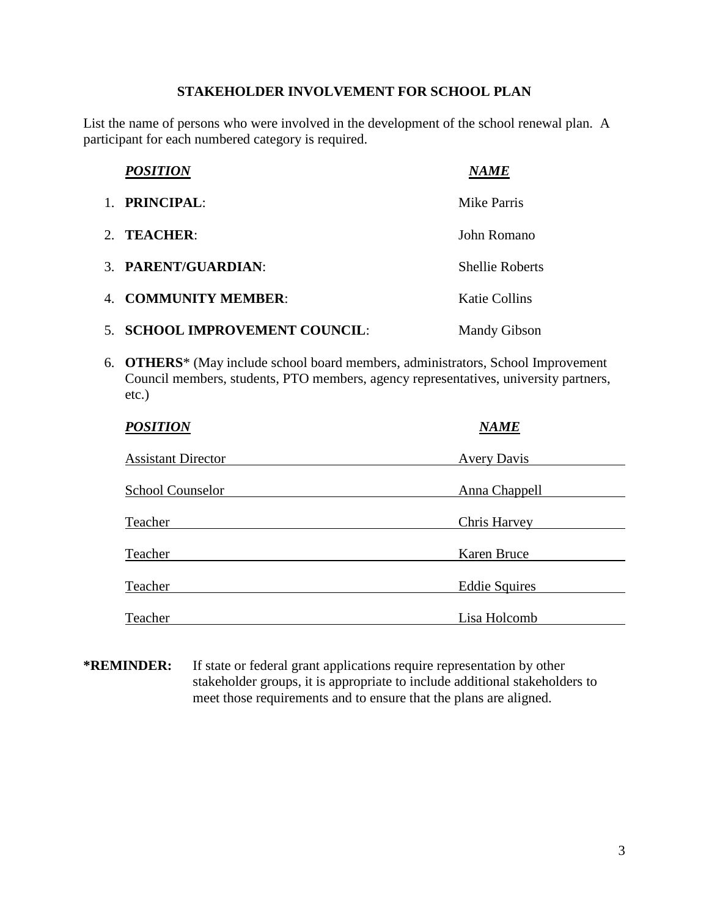## STAKEHOLDER INVOLVEMENT FOR SCHOOL PLAN

List the name of persons who were involved in the development of the school renewal plan. A participant for each numbered category is required.

| ***POSITION*** | ***NAME*** |
|---|---|
| 1. **PRINCIPAL**: | Mike Parris |
| 2. **TEACHER**: | John Romano |
| 3. **PARENT/GUARDIAN**: | Shellie Roberts |
| 4. **COMMUNITY MEMBER**: | Katie Collins |
| 5. **SCHOOL IMPROVEMENT COUNCIL**: | Mandy Gibson |

6. **OTHERS*** (May include school board members, administrators, School Improvement Council members, students, PTO members, agency representatives, university partners, etc.)

| ***POSITION*** | ***NAME*** |
|---|---|
| Assistant Director | Avery Davis |
| School Counselor | Anna Chappell |
| Teacher | Chris Harvey |
| Teacher | Karen Bruce |
| Teacher | Eddie Squires |
| Teacher | Lisa Holcomb |

**\*REMINDER:** If state or federal grant applications require representation by other stakeholder groups, it is appropriate to include additional stakeholders to meet those requirements and to ensure that the plans are aligned.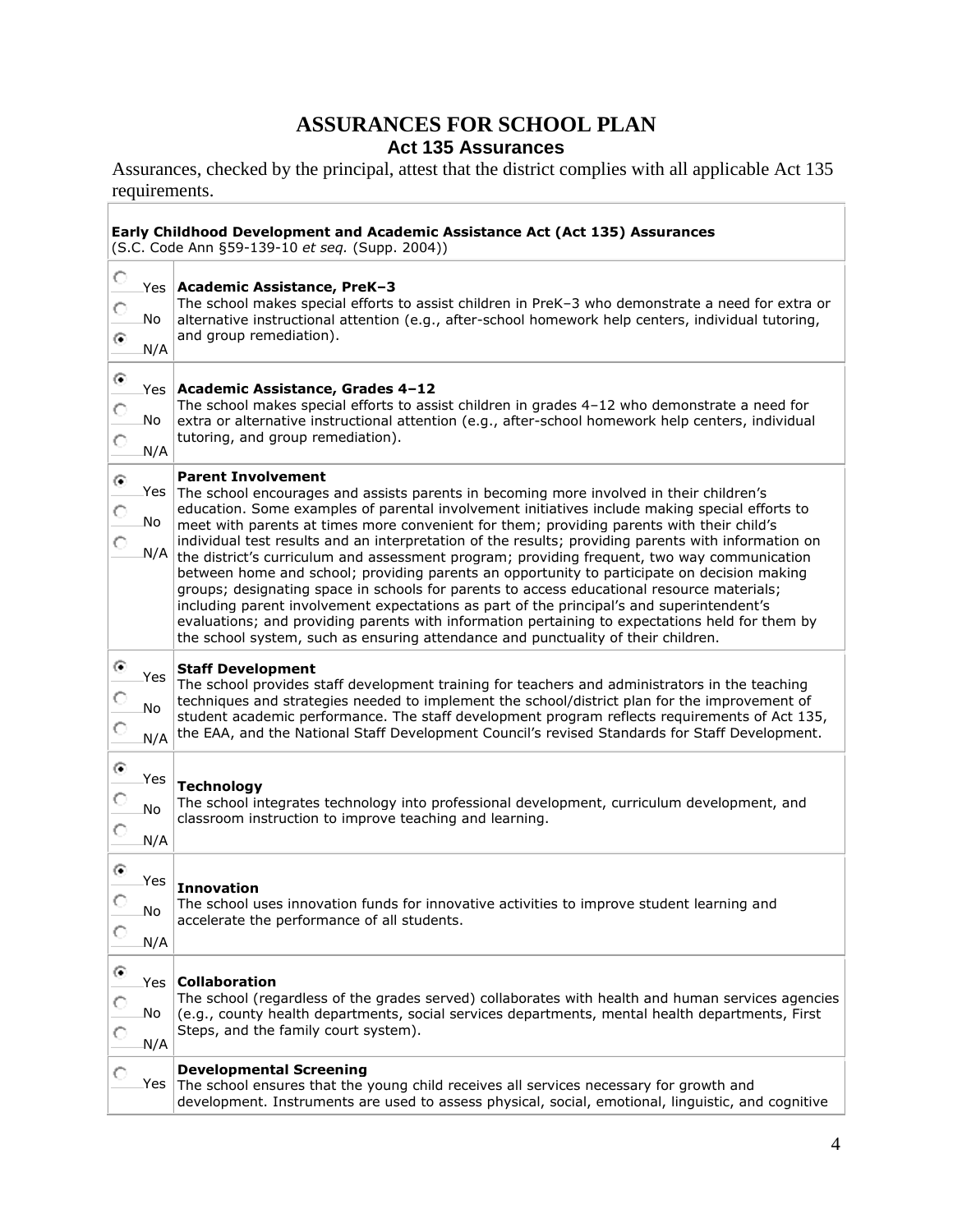# ASSURANCES FOR SCHOOL PLAN

## Act 135 Assurances

Assurances, checked by the principal, attest that the district complies with all applicable Act 135 requirements.

| Selection | Assurance |
|---|---|
| | **Early Childhood Development and Academic Assistance Act (Act 135) Assurances**<br>(S.C. Code Ann §59-139-10 *et seq.* (Supp. 2004)) |
| ○ Yes<br>○ No<br>◉ N/A | **Academic Assistance, PreK–3**<br>The school makes special efforts to assist children in PreK–3 who demonstrate a need for extra or alternative instructional attention (e.g., after-school homework help centers, individual tutoring, and group remediation). |
| ◉ Yes<br>○ No<br>○ N/A | **Academic Assistance, Grades 4–12**<br>The school makes special efforts to assist children in grades 4–12 who demonstrate a need for extra or alternative instructional attention (e.g., after-school homework help centers, individual tutoring, and group remediation). |
| ◉ Yes<br>○ No<br>○ N/A | **Parent Involvement**<br>The school encourages and assists parents in becoming more involved in their children's education. Some examples of parental involvement initiatives include making special efforts to meet with parents at times more convenient for them; providing parents with their child's individual test results and an interpretation of the results; providing parents with information on the district's curriculum and assessment program; providing frequent, two way communication between home and school; providing parents an opportunity to participate on decision making groups; designating space in schools for parents to access educational resource materials; including parent involvement expectations as part of the principal's and superintendent's evaluations; and providing parents with information pertaining to expectations held for them by the school system, such as ensuring attendance and punctuality of their children. |
| ◉ Yes<br>○ No<br>○ N/A | **Staff Development**<br>The school provides staff development training for teachers and administrators in the teaching techniques and strategies needed to implement the school/district plan for the improvement of student academic performance. The staff development program reflects requirements of Act 135, the EAA, and the National Staff Development Council's revised Standards for Staff Development. |
| ◉ Yes<br>○ No<br>○ N/A | **Technology**<br>The school integrates technology into professional development, curriculum development, and classroom instruction to improve teaching and learning. |
| ◉ Yes<br>○ No<br>○ N/A | **Innovation**<br>The school uses innovation funds for innovative activities to improve student learning and accelerate the performance of all students. |
| ◉ Yes<br>○ No<br>○ N/A | **Collaboration**<br>The school (regardless of the grades served) collaborates with health and human services agencies (e.g., county health departments, social services departments, mental health departments, First Steps, and the family court system). |
| ○ Yes | **Developmental Screening**<br>The school ensures that the young child receives all services necessary for growth and development. Instruments are used to assess physical, social, emotional, linguistic, and cognitive |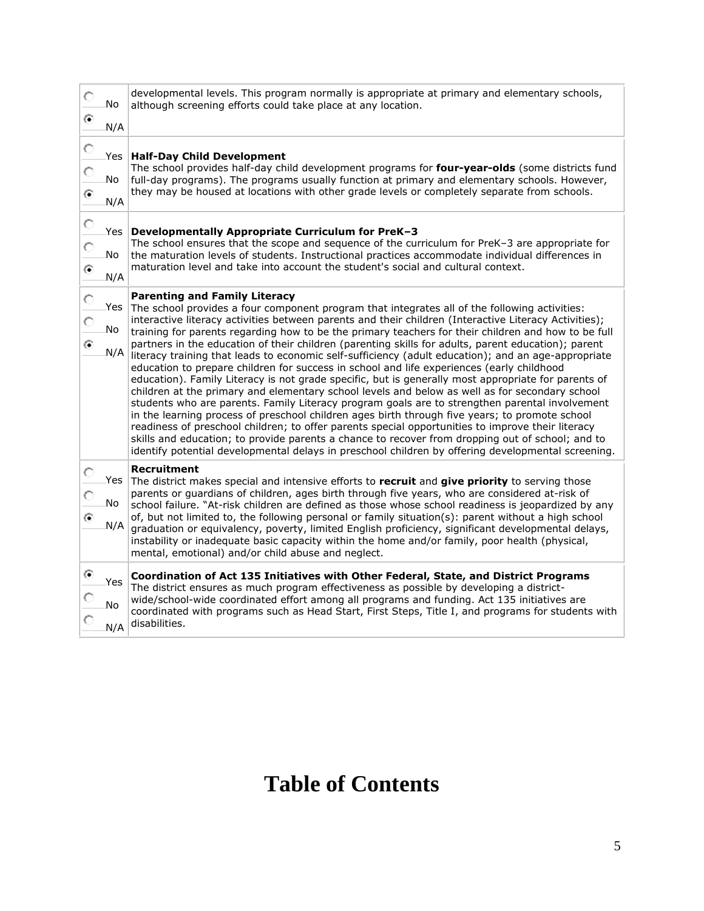| | |
|---|---|
| ○ No<br>● N/A | developmental levels. This program normally is appropriate at primary and elementary schools, although screening efforts could take place at any location. |
| ○ Yes<br>○ No<br>● N/A | **Half-Day Child Development**<br>The school provides half-day child development programs for **four-year-olds** (some districts fund full-day programs). The programs usually function at primary and elementary schools. However, they may be housed at locations with other grade levels or completely separate from schools. |
| ○ Yes<br>○ No<br>● N/A | **Developmentally Appropriate Curriculum for PreK–3**<br>The school ensures that the scope and sequence of the curriculum for PreK–3 are appropriate for the maturation levels of students. Instructional practices accommodate individual differences in maturation level and take into account the student's social and cultural context. |
| ○ Yes<br>○ No<br>● N/A | **Parenting and Family Literacy**<br>The school provides a four component program that integrates all of the following activities: interactive literacy activities between parents and their children (Interactive Literacy Activities); training for parents regarding how to be the primary teachers for their children and how to be full partners in the education of their children (parenting skills for adults, parent education); parent literacy training that leads to economic self-sufficiency (adult education); and an age-appropriate education to prepare children for success in school and life experiences (early childhood education). Family Literacy is not grade specific, but is generally most appropriate for parents of children at the primary and elementary school levels and below as well as for secondary school students who are parents. Family Literacy program goals are to strengthen parental involvement in the learning process of preschool children ages birth through five years; to promote school readiness of preschool children; to offer parents special opportunities to improve their literacy skills and education; to provide parents a chance to recover from dropping out of school; and to identify potential developmental delays in preschool children by offering developmental screening. |
| ○ Yes<br>○ No<br>● N/A | **Recruitment**<br>The district makes special and intensive efforts to **recruit** and **give priority** to serving those parents or guardians of children, ages birth through five years, who are considered at-risk of school failure. "At-risk children are defined as those whose school readiness is jeopardized by any of, but not limited to, the following personal or family situation(s): parent without a high school graduation or equivalency, poverty, limited English proficiency, significant developmental delays, instability or inadequate basic capacity within the home and/or family, poor health (physical, mental, emotional) and/or child abuse and neglect. |
| ● Yes<br>○ No<br>○ N/A | **Coordination of Act 135 Initiatives with Other Federal, State, and District Programs**<br>The district ensures as much program effectiveness as possible by developing a district-wide/school-wide coordinated effort among all programs and funding. Act 135 initiatives are coordinated with programs such as Head Start, First Steps, Title I, and programs for students with disabilities. |

# Table of Contents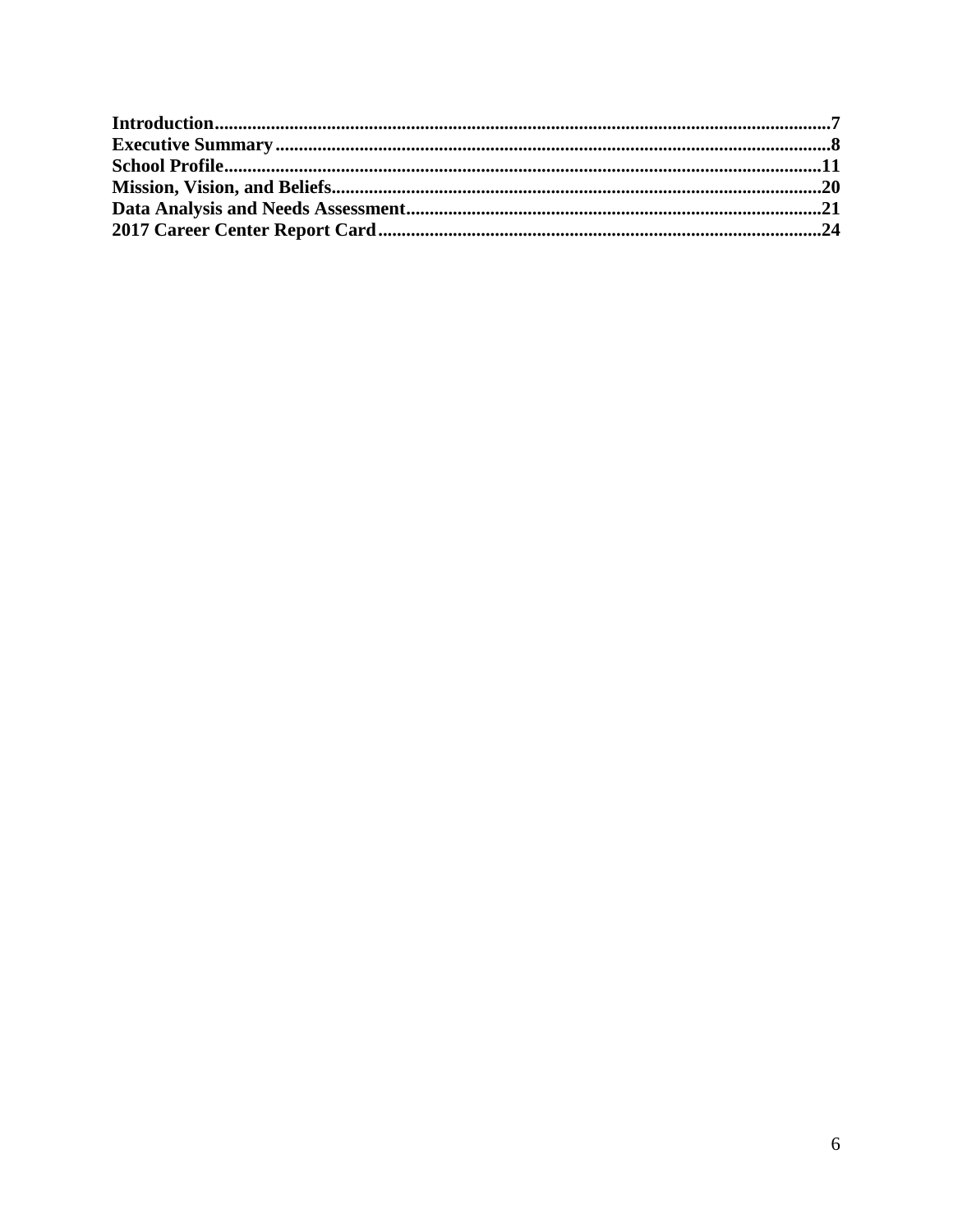**Introduction**......................................................................................................................7
**Executive Summary**.........................................................................................................8
**School Profile**..................................................................................................................11
**Mission, Vision, and Beliefs**...........................................................................................20
**Data Analysis and Needs Assessment**...........................................................................21
**2017 Career Center Report Card**...................................................................................24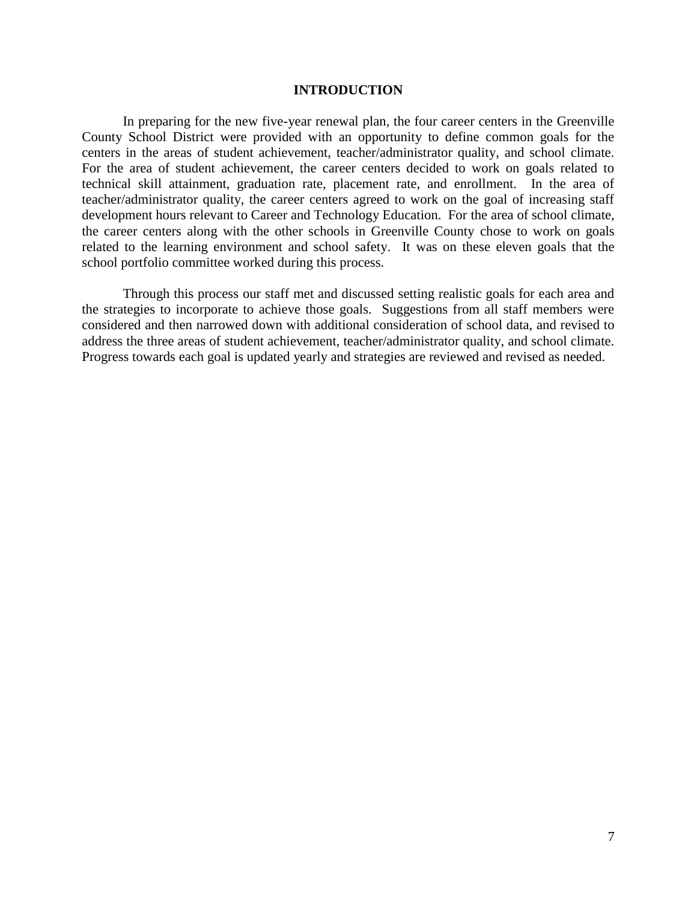# INTRODUCTION

In preparing for the new five-year renewal plan, the four career centers in the Greenville County School District were provided with an opportunity to define common goals for the centers in the areas of student achievement, teacher/administrator quality, and school climate. For the area of student achievement, the career centers decided to work on goals related to technical skill attainment, graduation rate, placement rate, and enrollment. In the area of teacher/administrator quality, the career centers agreed to work on the goal of increasing staff development hours relevant to Career and Technology Education. For the area of school climate, the career centers along with the other schools in Greenville County chose to work on goals related to the learning environment and school safety. It was on these eleven goals that the school portfolio committee worked during this process.

Through this process our staff met and discussed setting realistic goals for each area and the strategies to incorporate to achieve those goals. Suggestions from all staff members were considered and then narrowed down with additional consideration of school data, and revised to address the three areas of student achievement, teacher/administrator quality, and school climate. Progress towards each goal is updated yearly and strategies are reviewed and revised as needed.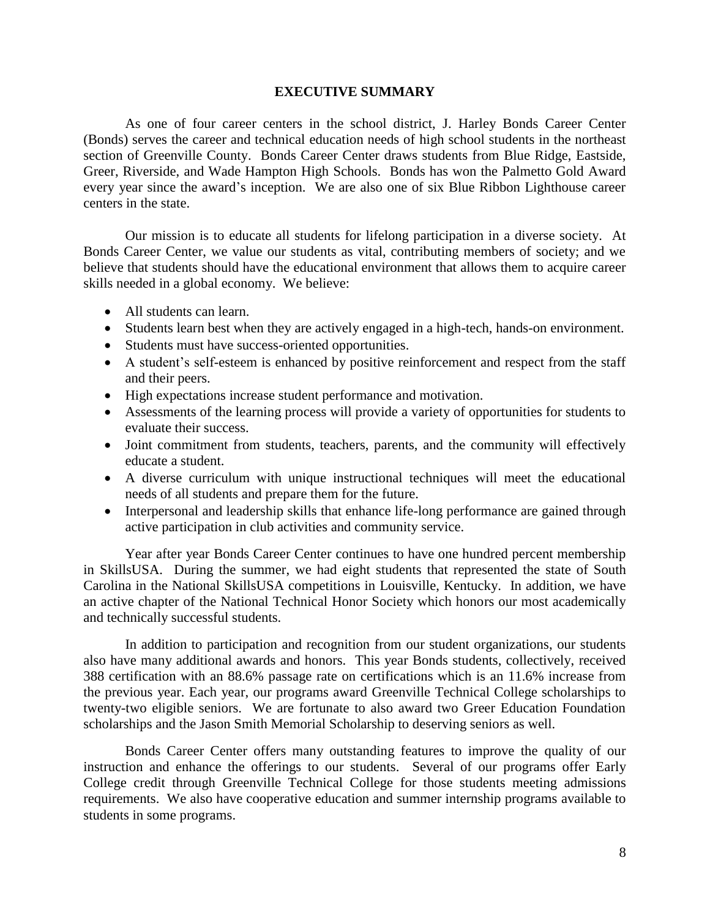# EXECUTIVE SUMMARY

As one of four career centers in the school district, J. Harley Bonds Career Center (Bonds) serves the career and technical education needs of high school students in the northeast section of Greenville County. Bonds Career Center draws students from Blue Ridge, Eastside, Greer, Riverside, and Wade Hampton High Schools. Bonds has won the Palmetto Gold Award every year since the award's inception. We are also one of six Blue Ribbon Lighthouse career centers in the state.

Our mission is to educate all students for lifelong participation in a diverse society. At Bonds Career Center, we value our students as vital, contributing members of society; and we believe that students should have the educational environment that allows them to acquire career skills needed in a global economy. We believe:

- All students can learn.
- Students learn best when they are actively engaged in a high-tech, hands-on environment.
- Students must have success-oriented opportunities.
- A student's self-esteem is enhanced by positive reinforcement and respect from the staff and their peers.
- High expectations increase student performance and motivation.
- Assessments of the learning process will provide a variety of opportunities for students to evaluate their success.
- Joint commitment from students, teachers, parents, and the community will effectively educate a student.
- A diverse curriculum with unique instructional techniques will meet the educational needs of all students and prepare them for the future.
- Interpersonal and leadership skills that enhance life-long performance are gained through active participation in club activities and community service.

Year after year Bonds Career Center continues to have one hundred percent membership in SkillsUSA. During the summer, we had eight students that represented the state of South Carolina in the National SkillsUSA competitions in Louisville, Kentucky. In addition, we have an active chapter of the National Technical Honor Society which honors our most academically and technically successful students.

In addition to participation and recognition from our student organizations, our students also have many additional awards and honors. This year Bonds students, collectively, received 388 certification with an 88.6% passage rate on certifications which is an 11.6% increase from the previous year. Each year, our programs award Greenville Technical College scholarships to twenty-two eligible seniors. We are fortunate to also award two Greer Education Foundation scholarships and the Jason Smith Memorial Scholarship to deserving seniors as well.

Bonds Career Center offers many outstanding features to improve the quality of our instruction and enhance the offerings to our students. Several of our programs offer Early College credit through Greenville Technical College for those students meeting admissions requirements. We also have cooperative education and summer internship programs available to students in some programs.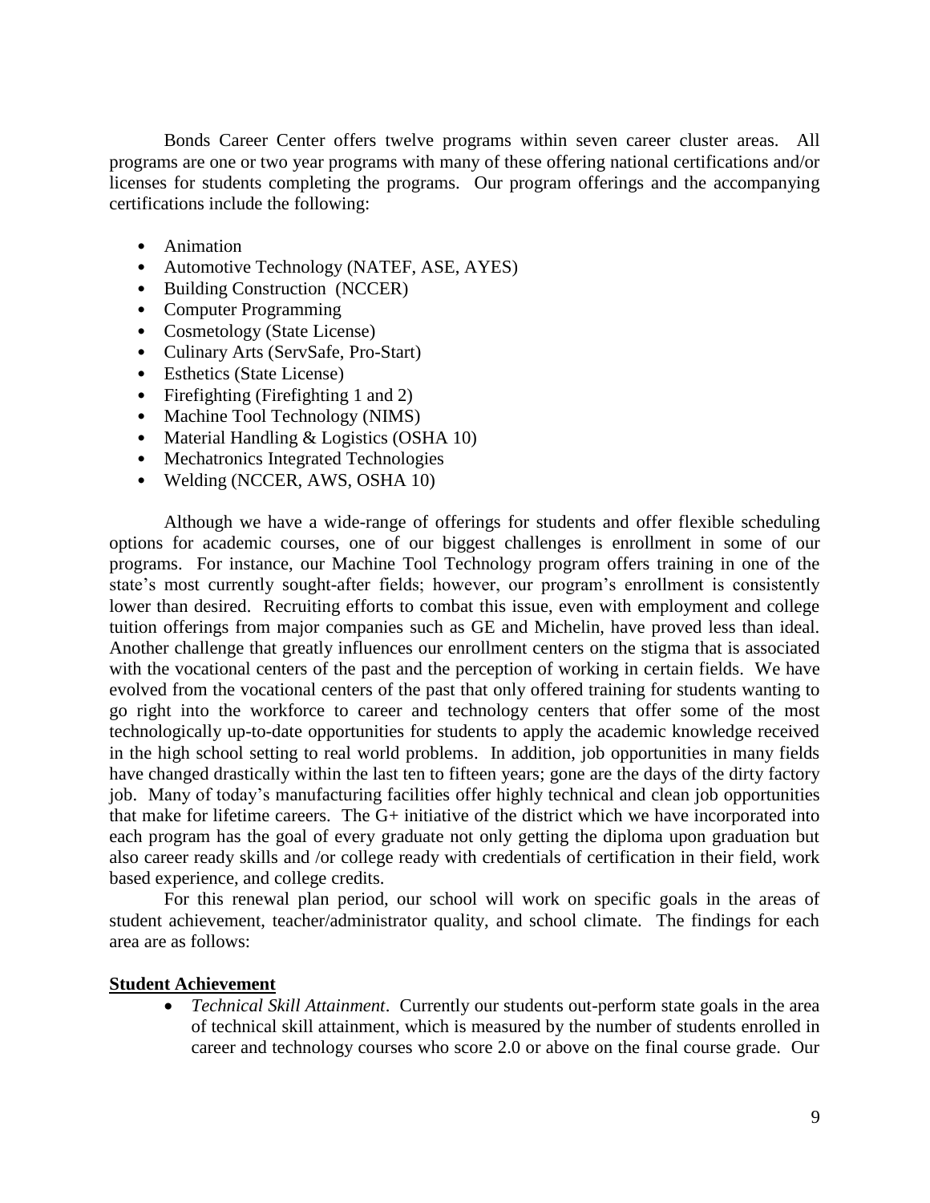Bonds Career Center offers twelve programs within seven career cluster areas. All programs are one or two year programs with many of these offering national certifications and/or licenses for students completing the programs. Our program offerings and the accompanying certifications include the following:

- Animation
- Automotive Technology (NATEF, ASE, AYES)
- Building Construction (NCCER)
- Computer Programming
- Cosmetology (State License)
- Culinary Arts (ServSafe, Pro-Start)
- Esthetics (State License)
- Firefighting (Firefighting 1 and 2)
- Machine Tool Technology (NIMS)
- Material Handling & Logistics (OSHA 10)
- Mechatronics Integrated Technologies
- Welding (NCCER, AWS, OSHA 10)

Although we have a wide-range of offerings for students and offer flexible scheduling options for academic courses, one of our biggest challenges is enrollment in some of our programs. For instance, our Machine Tool Technology program offers training in one of the state's most currently sought-after fields; however, our program's enrollment is consistently lower than desired. Recruiting efforts to combat this issue, even with employment and college tuition offerings from major companies such as GE and Michelin, have proved less than ideal. Another challenge that greatly influences our enrollment centers on the stigma that is associated with the vocational centers of the past and the perception of working in certain fields. We have evolved from the vocational centers of the past that only offered training for students wanting to go right into the workforce to career and technology centers that offer some of the most technologically up-to-date opportunities for students to apply the academic knowledge received in the high school setting to real world problems. In addition, job opportunities in many fields have changed drastically within the last ten to fifteen years; gone are the days of the dirty factory job. Many of today's manufacturing facilities offer highly technical and clean job opportunities that make for lifetime careers. The G+ initiative of the district which we have incorporated into each program has the goal of every graduate not only getting the diploma upon graduation but also career ready skills and /or college ready with credentials of certification in their field, work based experience, and college credits.

For this renewal plan period, our school will work on specific goals in the areas of student achievement, teacher/administrator quality, and school climate. The findings for each area are as follows:

**Student Achievement**

- *Technical Skill Attainment*. Currently our students out-perform state goals in the area of technical skill attainment, which is measured by the number of students enrolled in career and technology courses who score 2.0 or above on the final course grade. Our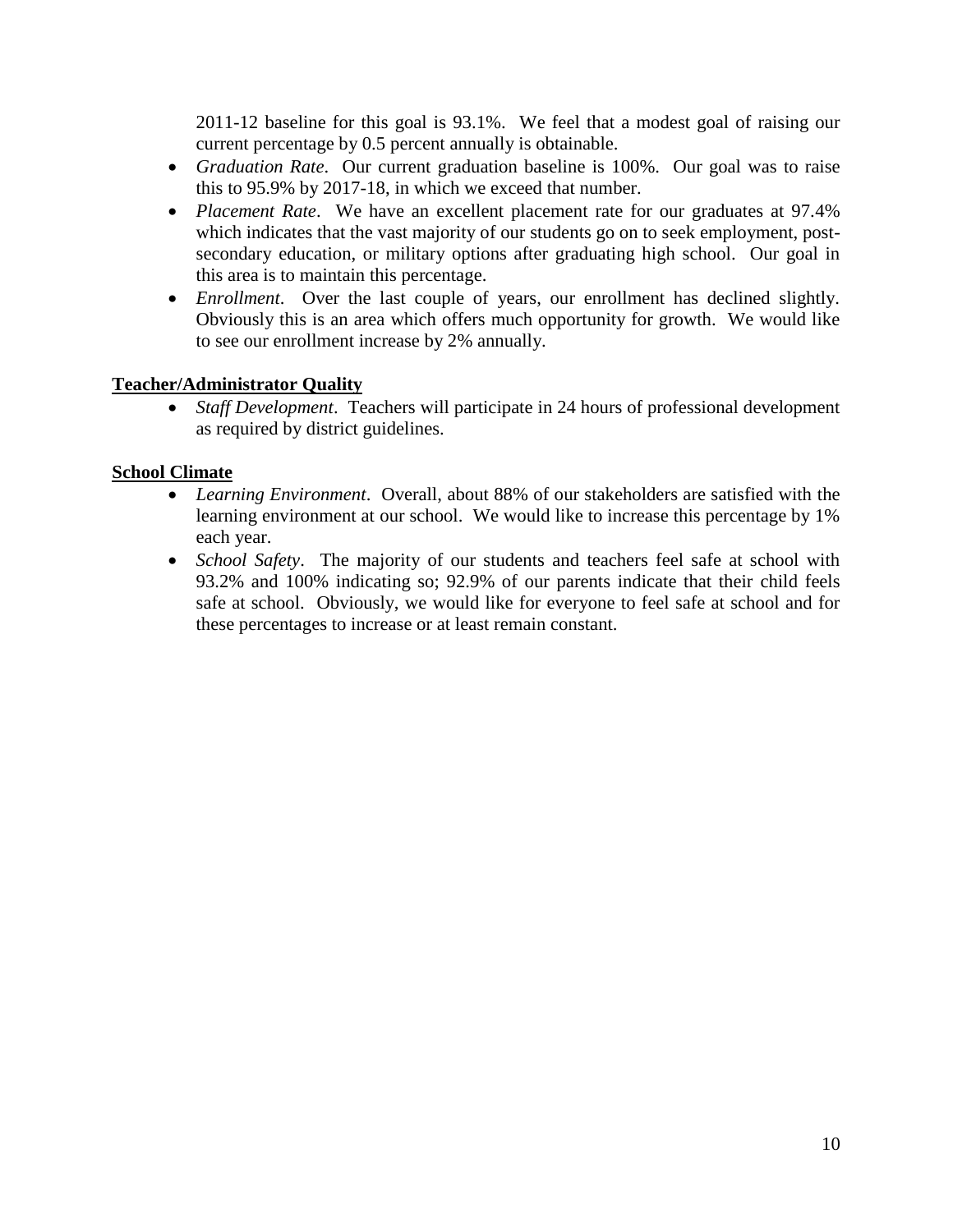2011-12 baseline for this goal is 93.1%. We feel that a modest goal of raising our current percentage by 0.5 percent annually is obtainable.

- *Graduation Rate*. Our current graduation baseline is 100%. Our goal was to raise this to 95.9% by 2017-18, in which we exceed that number.
- *Placement Rate*. We have an excellent placement rate for our graduates at 97.4% which indicates that the vast majority of our students go on to seek employment, post-secondary education, or military options after graduating high school. Our goal in this area is to maintain this percentage.
- *Enrollment*. Over the last couple of years, our enrollment has declined slightly. Obviously this is an area which offers much opportunity for growth. We would like to see our enrollment increase by 2% annually.

**<u>Teacher/Administrator Quality</u>**

- *Staff Development*. Teachers will participate in 24 hours of professional development as required by district guidelines.

**<u>School Climate</u>**

- *Learning Environment*. Overall, about 88% of our stakeholders are satisfied with the learning environment at our school. We would like to increase this percentage by 1% each year.
- *School Safety*. The majority of our students and teachers feel safe at school with 93.2% and 100% indicating so; 92.9% of our parents indicate that their child feels safe at school. Obviously, we would like for everyone to feel safe at school and for these percentages to increase or at least remain constant.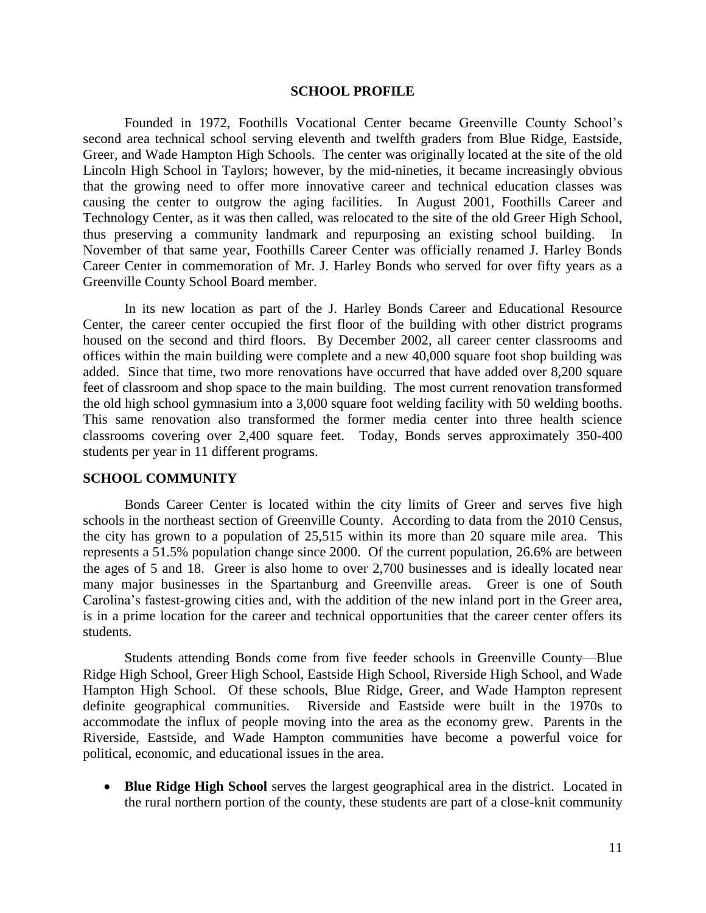## SCHOOL PROFILE

Founded in 1972, Foothills Vocational Center became Greenville County School's second area technical school serving eleventh and twelfth graders from Blue Ridge, Eastside, Greer, and Wade Hampton High Schools. The center was originally located at the site of the old Lincoln High School in Taylors; however, by the mid-nineties, it became increasingly obvious that the growing need to offer more innovative career and technical education classes was causing the center to outgrow the aging facilities. In August 2001, Foothills Career and Technology Center, as it was then called, was relocated to the site of the old Greer High School, thus preserving a community landmark and repurposing an existing school building. In November of that same year, Foothills Career Center was officially renamed J. Harley Bonds Career Center in commemoration of Mr. J. Harley Bonds who served for over fifty years as a Greenville County School Board member.

In its new location as part of the J. Harley Bonds Career and Educational Resource Center, the career center occupied the first floor of the building with other district programs housed on the second and third floors. By December 2002, all career center classrooms and offices within the main building were complete and a new 40,000 square foot shop building was added. Since that time, two more renovations have occurred that have added over 8,200 square feet of classroom and shop space to the main building. The most current renovation transformed the old high school gymnasium into a 3,000 square foot welding facility with 50 welding booths. This same renovation also transformed the former media center into three health science classrooms covering over 2,400 square feet. Today, Bonds serves approximately 350-400 students per year in 11 different programs.

## SCHOOL COMMUNITY

Bonds Career Center is located within the city limits of Greer and serves five high schools in the northeast section of Greenville County. According to data from the 2010 Census, the city has grown to a population of 25,515 within its more than 20 square mile area. This represents a 51.5% population change since 2000. Of the current population, 26.6% are between the ages of 5 and 18. Greer is also home to over 2,700 businesses and is ideally located near many major businesses in the Spartanburg and Greenville areas. Greer is one of South Carolina's fastest-growing cities and, with the addition of the new inland port in the Greer area, is in a prime location for the career and technical opportunities that the career center offers its students.

Students attending Bonds come from five feeder schools in Greenville County—Blue Ridge High School, Greer High School, Eastside High School, Riverside High School, and Wade Hampton High School. Of these schools, Blue Ridge, Greer, and Wade Hampton represent definite geographical communities. Riverside and Eastside were built in the 1970s to accommodate the influx of people moving into the area as the economy grew. Parents in the Riverside, Eastside, and Wade Hampton communities have become a powerful voice for political, economic, and educational issues in the area.

- **Blue Ridge High School** serves the largest geographical area in the district. Located in the rural northern portion of the county, these students are part of a close-knit community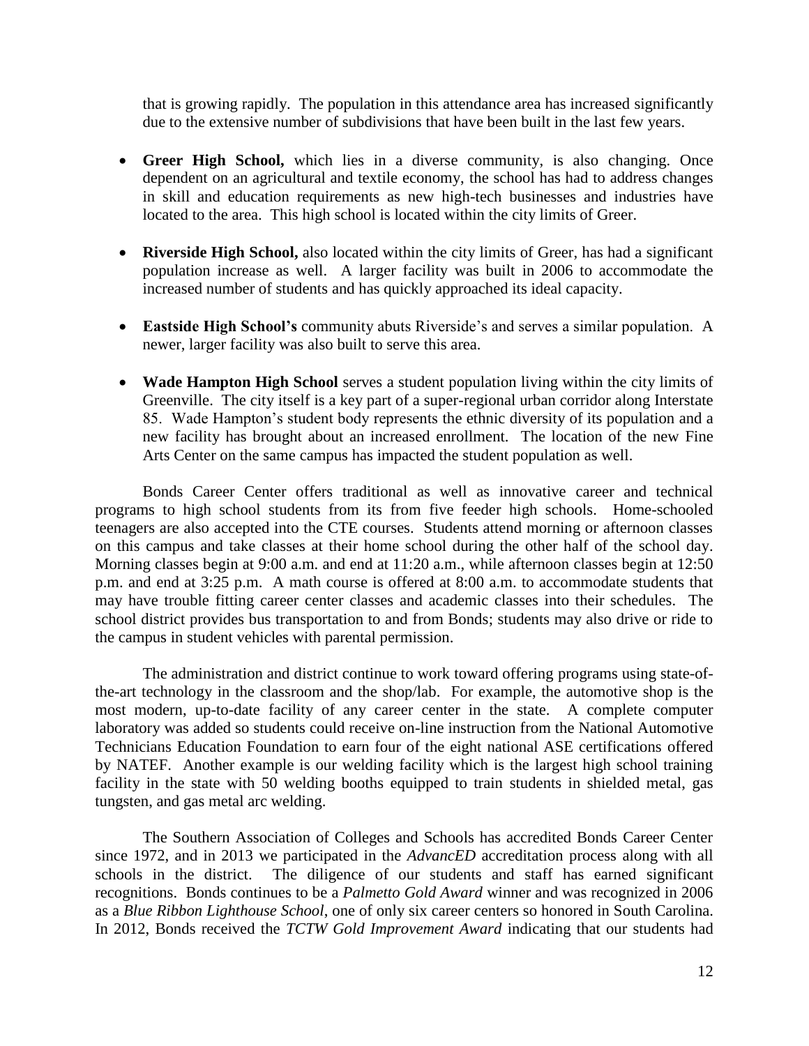that is growing rapidly. The population in this attendance area has increased significantly due to the extensive number of subdivisions that have been built in the last few years.

- **Greer High School,** which lies in a diverse community, is also changing. Once dependent on an agricultural and textile economy, the school has had to address changes in skill and education requirements as new high-tech businesses and industries have located to the area. This high school is located within the city limits of Greer.

- **Riverside High School,** also located within the city limits of Greer, has had a significant population increase as well. A larger facility was built in 2006 to accommodate the increased number of students and has quickly approached its ideal capacity.

- **Eastside High School's** community abuts Riverside's and serves a similar population. A newer, larger facility was also built to serve this area.

- **Wade Hampton High School** serves a student population living within the city limits of Greenville. The city itself is a key part of a super-regional urban corridor along Interstate 85. Wade Hampton's student body represents the ethnic diversity of its population and a new facility has brought about an increased enrollment. The location of the new Fine Arts Center on the same campus has impacted the student population as well.

Bonds Career Center offers traditional as well as innovative career and technical programs to high school students from its from five feeder high schools. Home-schooled teenagers are also accepted into the CTE courses. Students attend morning or afternoon classes on this campus and take classes at their home school during the other half of the school day. Morning classes begin at 9:00 a.m. and end at 11:20 a.m., while afternoon classes begin at 12:50 p.m. and end at 3:25 p.m. A math course is offered at 8:00 a.m. to accommodate students that may have trouble fitting career center classes and academic classes into their schedules. The school district provides bus transportation to and from Bonds; students may also drive or ride to the campus in student vehicles with parental permission.

The administration and district continue to work toward offering programs using state-of-the-art technology in the classroom and the shop/lab. For example, the automotive shop is the most modern, up-to-date facility of any career center in the state. A complete computer laboratory was added so students could receive on-line instruction from the National Automotive Technicians Education Foundation to earn four of the eight national ASE certifications offered by NATEF. Another example is our welding facility which is the largest high school training facility in the state with 50 welding booths equipped to train students in shielded metal, gas tungsten, and gas metal arc welding.

The Southern Association of Colleges and Schools has accredited Bonds Career Center since 1972, and in 2013 we participated in the *AdvancED* accreditation process along with all schools in the district. The diligence of our students and staff has earned significant recognitions. Bonds continues to be a *Palmetto Gold Award* winner and was recognized in 2006 as a *Blue Ribbon Lighthouse School*, one of only six career centers so honored in South Carolina. In 2012, Bonds received the *TCTW Gold Improvement Award* indicating that our students had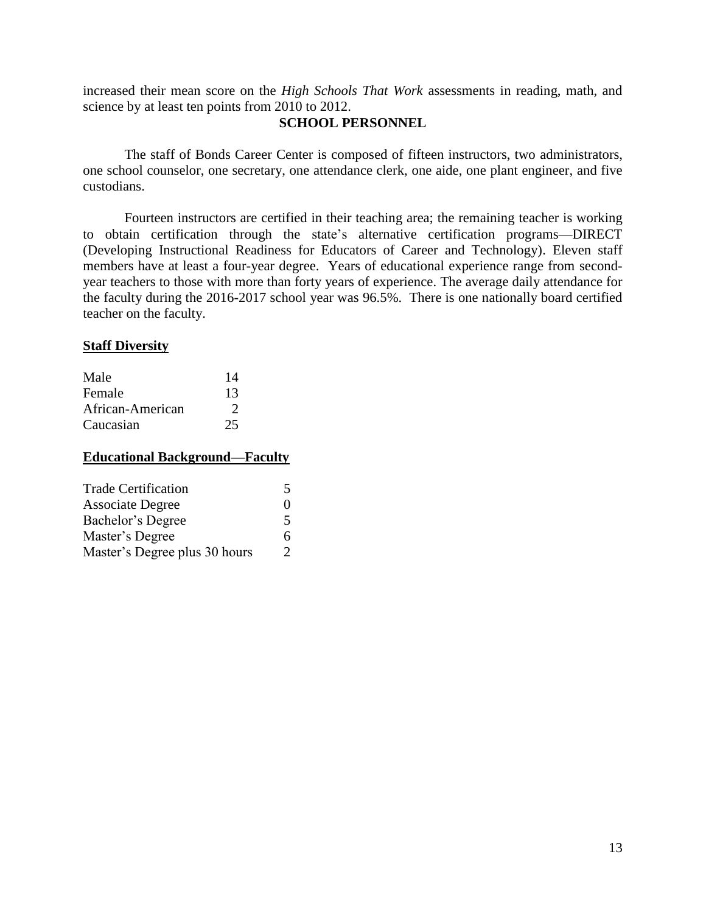increased their mean score on the *High Schools That Work* assessments in reading, math, and science by at least ten points from 2010 to 2012.

## SCHOOL PERSONNEL

The staff of Bonds Career Center is composed of fifteen instructors, two administrators, one school counselor, one secretary, one attendance clerk, one aide, one plant engineer, and five custodians.

Fourteen instructors are certified in their teaching area; the remaining teacher is working to obtain certification through the state's alternative certification programs—DIRECT (Developing Instructional Readiness for Educators of Career and Technology). Eleven staff members have at least a four-year degree. Years of educational experience range from second-year teachers to those with more than forty years of experience. The average daily attendance for the faculty during the 2016-2017 school year was 96.5%. There is one nationally board certified teacher on the faculty.

### Staff Diversity

| | |
|---|---|
| Male | 14 |
| Female | 13 |
| African-American | 2 |
| Caucasian | 25 |

### Educational Background—Faculty

| | |
|---|---|
| Trade Certification | 5 |
| Associate Degree | 0 |
| Bachelor's Degree | 5 |
| Master's Degree | 6 |
| Master's Degree plus 30 hours | 2 |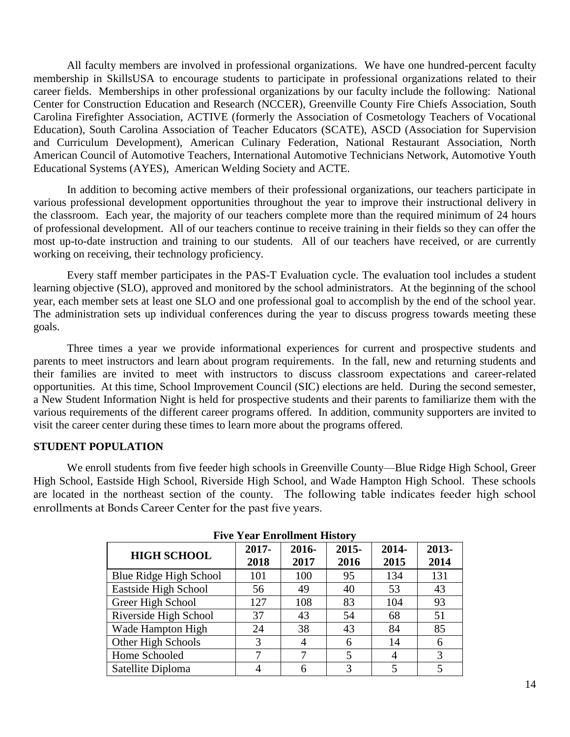All faculty members are involved in professional organizations. We have one hundred-percent faculty membership in SkillsUSA to encourage students to participate in professional organizations related to their career fields. Memberships in other professional organizations by our faculty include the following: National Center for Construction Education and Research (NCCER), Greenville County Fire Chiefs Association, South Carolina Firefighter Association, ACTIVE (formerly the Association of Cosmetology Teachers of Vocational Education), South Carolina Association of Teacher Educators (SCATE), ASCD (Association for Supervision and Curriculum Development), American Culinary Federation, National Restaurant Association, North American Council of Automotive Teachers, International Automotive Technicians Network, Automotive Youth Educational Systems (AYES), American Welding Society and ACTE.

In addition to becoming active members of their professional organizations, our teachers participate in various professional development opportunities throughout the year to improve their instructional delivery in the classroom. Each year, the majority of our teachers complete more than the required minimum of 24 hours of professional development. All of our teachers continue to receive training in their fields so they can offer the most up-to-date instruction and training to our students. All of our teachers have received, or are currently working on receiving, their technology proficiency.

Every staff member participates in the PAS-T Evaluation cycle. The evaluation tool includes a student learning objective (SLO), approved and monitored by the school administrators. At the beginning of the school year, each member sets at least one SLO and one professional goal to accomplish by the end of the school year. The administration sets up individual conferences during the year to discuss progress towards meeting these goals.

Three times a year we provide informational experiences for current and prospective students and parents to meet instructors and learn about program requirements. In the fall, new and returning students and their families are invited to meet with instructors to discuss classroom expectations and career-related opportunities. At this time, School Improvement Council (SIC) elections are held. During the second semester, a New Student Information Night is held for prospective students and their parents to familiarize them with the various requirements of the different career programs offered. In addition, community supporters are invited to visit the career center during these times to learn more about the programs offered.

## STUDENT POPULATION

We enroll students from five feeder high schools in Greenville County—Blue Ridge High School, Greer High School, Eastside High School, Riverside High School, and Wade Hampton High School. These schools are located in the northeast section of the county. The following table indicates feeder high school enrollments at Bonds Career Center for the past five years.

**Five Year Enrollment History**

| HIGH SCHOOL | 2017-2018 | 2016-2017 | 2015-2016 | 2014-2015 | 2013-2014 |
|---|---|---|---|---|---|
| Blue Ridge High School | 101 | 100 | 95 | 134 | 131 |
| Eastside High School | 56 | 49 | 40 | 53 | 43 |
| Greer High School | 127 | 108 | 83 | 104 | 93 |
| Riverside High School | 37 | 43 | 54 | 68 | 51 |
| Wade Hampton High | 24 | 38 | 43 | 84 | 85 |
| Other High Schools | 3 | 4 | 6 | 14 | 6 |
| Home Schooled | 7 | 7 | 5 | 4 | 3 |
| Satellite Diploma | 4 | 6 | 3 | 5 | 5 |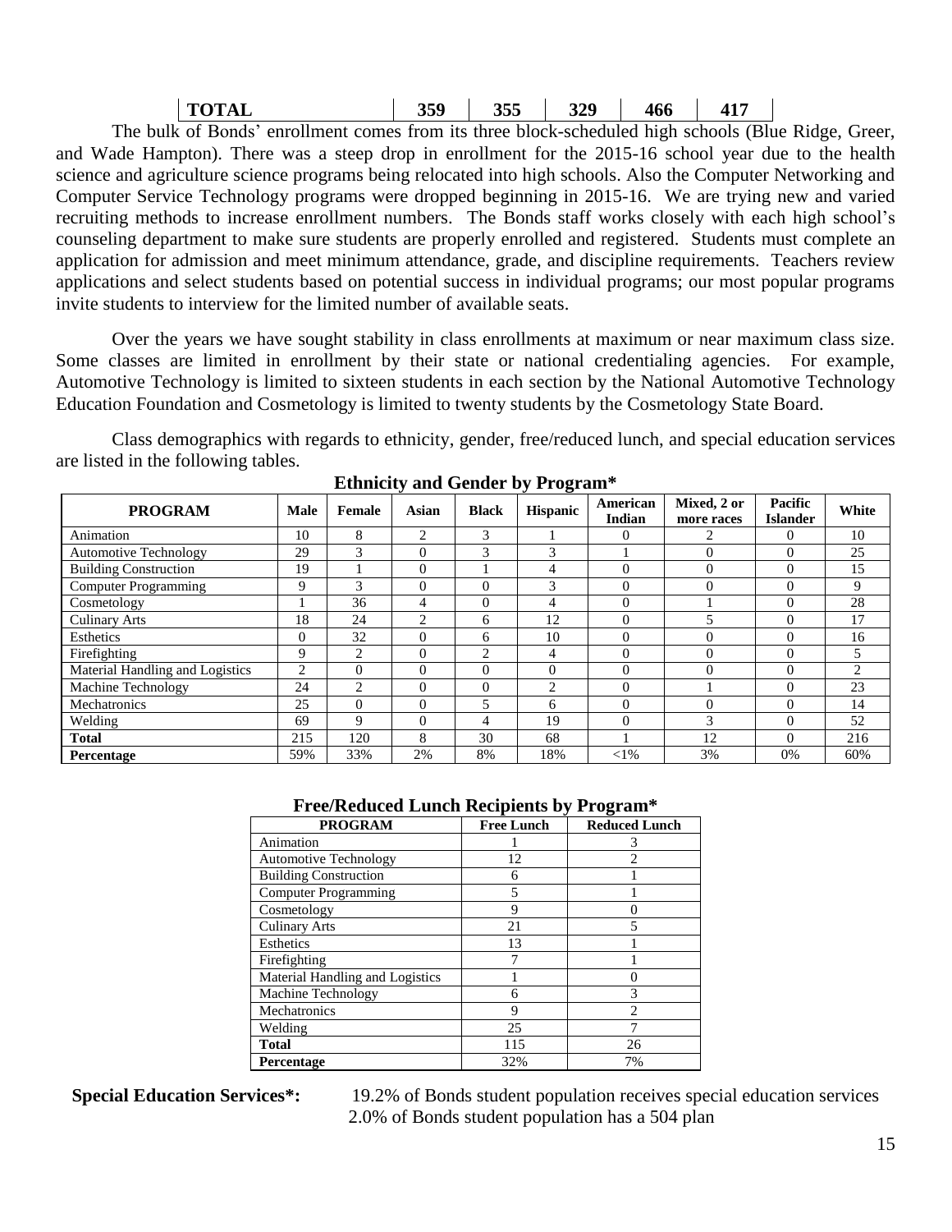| TOTAL | 359 | 355 | 329 | 466 | 417 |
|---|---|---|---|---|---|

The bulk of Bonds' enrollment comes from its three block-scheduled high schools (Blue Ridge, Greer, and Wade Hampton). There was a steep drop in enrollment for the 2015-16 school year due to the health science and agriculture science programs being relocated into high schools. Also the Computer Networking and Computer Service Technology programs were dropped beginning in 2015-16. We are trying new and varied recruiting methods to increase enrollment numbers. The Bonds staff works closely with each high school's counseling department to make sure students are properly enrolled and registered. Students must complete an application for admission and meet minimum attendance, grade, and discipline requirements. Teachers review applications and select students based on potential success in individual programs; our most popular programs invite students to interview for the limited number of available seats.

Over the years we have sought stability in class enrollments at maximum or near maximum class size. Some classes are limited in enrollment by their state or national credentialing agencies. For example, Automotive Technology is limited to sixteen students in each section by the National Automotive Technology Education Foundation and Cosmetology is limited to twenty students by the Cosmetology State Board.

Class demographics with regards to ethnicity, gender, free/reduced lunch, and special education services are listed in the following tables.

**Ethnicity and Gender by Program***

| PROGRAM | Male | Female | Asian | Black | Hispanic | American Indian | Mixed, 2 or more races | Pacific Islander | White |
|---|---|---|---|---|---|---|---|---|---|
| Animation | 10 | 8 | 2 | 3 | 1 | 0 | 2 | 0 | 10 |
| Automotive Technology | 29 | 3 | 0 | 3 | 3 | 1 | 0 | 0 | 25 |
| Building Construction | 19 | 1 | 0 | 1 | 4 | 0 | 0 | 0 | 15 |
| Computer Programming | 9 | 3 | 0 | 0 | 3 | 0 | 0 | 0 | 9 |
| Cosmetology | 1 | 36 | 4 | 0 | 4 | 0 | 1 | 0 | 28 |
| Culinary Arts | 18 | 24 | 2 | 6 | 12 | 0 | 5 | 0 | 17 |
| Esthetics | 0 | 32 | 0 | 6 | 10 | 0 | 0 | 0 | 16 |
| Firefighting | 9 | 2 | 0 | 2 | 4 | 0 | 0 | 0 | 5 |
| Material Handling and Logistics | 2 | 0 | 0 | 0 | 0 | 0 | 0 | 0 | 2 |
| Machine Technology | 24 | 2 | 0 | 0 | 2 | 0 | 1 | 0 | 23 |
| Mechatronics | 25 | 0 | 0 | 5 | 6 | 0 | 0 | 0 | 14 |
| Welding | 69 | 9 | 0 | 4 | 19 | 0 | 3 | 0 | 52 |
| **Total** | 215 | 120 | 8 | 30 | 68 | 1 | 12 | 0 | 216 |
| **Percentage** | 59% | 33% | 2% | 8% | 18% | <1% | 3% | 0% | 60% |

**Free/Reduced Lunch Recipients by Program***

| PROGRAM | Free Lunch | Reduced Lunch |
|---|---|---|
| Animation | 1 | 3 |
| Automotive Technology | 12 | 2 |
| Building Construction | 6 | 1 |
| Computer Programming | 5 | 1 |
| Cosmetology | 9 | 0 |
| Culinary Arts | 21 | 5 |
| Esthetics | 13 | 1 |
| Firefighting | 7 | 1 |
| Material Handling and Logistics | 1 | 0 |
| Machine Technology | 6 | 3 |
| Mechatronics | 9 | 2 |
| Welding | 25 | 7 |
| **Total** | 115 | 26 |
| **Percentage** | 32% | 7% |

**Special Education Services*:** 19.2% of Bonds student population receives special education services
2.0% of Bonds student population has a 504 plan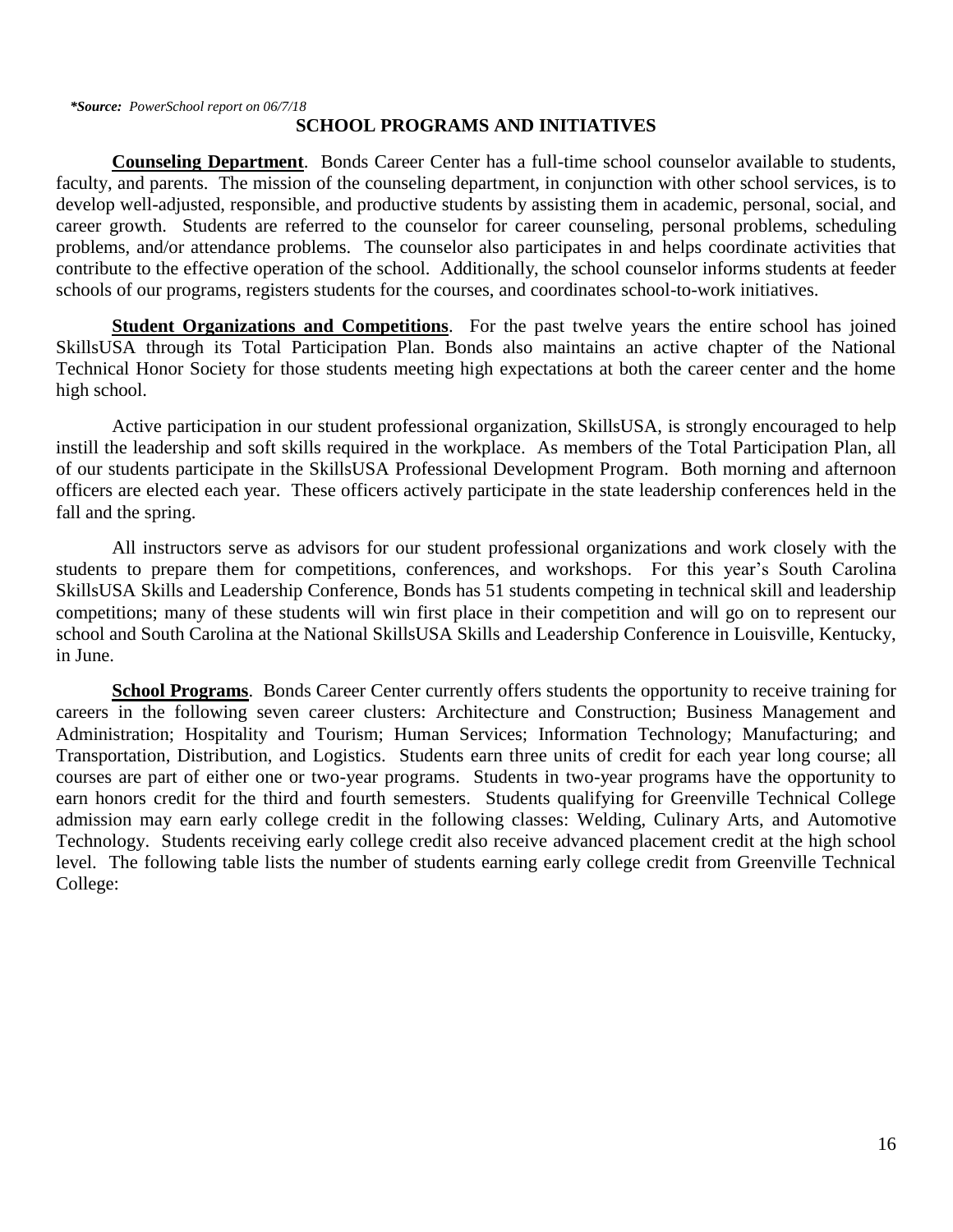***Source:** *PowerSchool report on 06/7/18*

## SCHOOL PROGRAMS AND INITIATIVES

**Counseling Department**. Bonds Career Center has a full-time school counselor available to students, faculty, and parents. The mission of the counseling department, in conjunction with other school services, is to develop well-adjusted, responsible, and productive students by assisting them in academic, personal, social, and career growth. Students are referred to the counselor for career counseling, personal problems, scheduling problems, and/or attendance problems. The counselor also participates in and helps coordinate activities that contribute to the effective operation of the school. Additionally, the school counselor informs students at feeder schools of our programs, registers students for the courses, and coordinates school-to-work initiatives.

**Student Organizations and Competitions**. For the past twelve years the entire school has joined SkillsUSA through its Total Participation Plan. Bonds also maintains an active chapter of the National Technical Honor Society for those students meeting high expectations at both the career center and the home high school.

Active participation in our student professional organization, SkillsUSA, is strongly encouraged to help instill the leadership and soft skills required in the workplace. As members of the Total Participation Plan, all of our students participate in the SkillsUSA Professional Development Program. Both morning and afternoon officers are elected each year. These officers actively participate in the state leadership conferences held in the fall and the spring.

All instructors serve as advisors for our student professional organizations and work closely with the students to prepare them for competitions, conferences, and workshops. For this year's South Carolina SkillsUSA Skills and Leadership Conference, Bonds has 51 students competing in technical skill and leadership competitions; many of these students will win first place in their competition and will go on to represent our school and South Carolina at the National SkillsUSA Skills and Leadership Conference in Louisville, Kentucky, in June.

**School Programs**. Bonds Career Center currently offers students the opportunity to receive training for careers in the following seven career clusters: Architecture and Construction; Business Management and Administration; Hospitality and Tourism; Human Services; Information Technology; Manufacturing; and Transportation, Distribution, and Logistics. Students earn three units of credit for each year long course; all courses are part of either one or two-year programs. Students in two-year programs have the opportunity to earn honors credit for the third and fourth semesters. Students qualifying for Greenville Technical College admission may earn early college credit in the following classes: Welding, Culinary Arts, and Automotive Technology. Students receiving early college credit also receive advanced placement credit at the high school level. The following table lists the number of students earning early college credit from Greenville Technical College: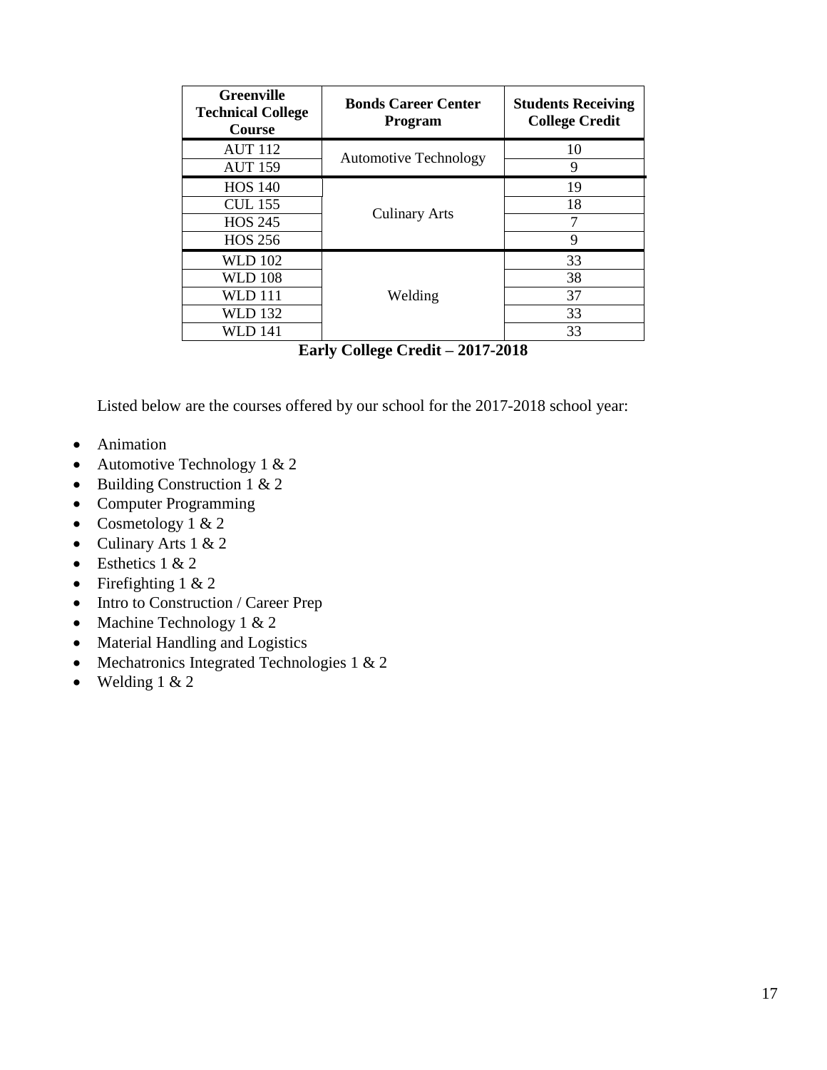| Greenville Technical College Course | Bonds Career Center Program | Students Receiving College Credit |
|---|---|---|
| AUT 112 | Automotive Technology | 10 |
| AUT 159 | | 9 |
| HOS 140 | Culinary Arts | 19 |
| CUL 155 | | 18 |
| HOS 245 | | 7 |
| HOS 256 | | 9 |
| WLD 102 | Welding | 33 |
| WLD 108 | | 38 |
| WLD 111 | | 37 |
| WLD 132 | | 33 |
| WLD 141 | | 33 |

**Early College Credit – 2017-2018**

Listed below are the courses offered by our school for the 2017-2018 school year:

- Animation
- Automotive Technology 1 & 2
- Building Construction 1 & 2
- Computer Programming
- Cosmetology 1 & 2
- Culinary Arts 1 & 2
- Esthetics 1 & 2
- Firefighting 1 & 2
- Intro to Construction / Career Prep
- Machine Technology 1 & 2
- Material Handling and Logistics
- Mechatronics Integrated Technologies 1 & 2
- Welding 1 & 2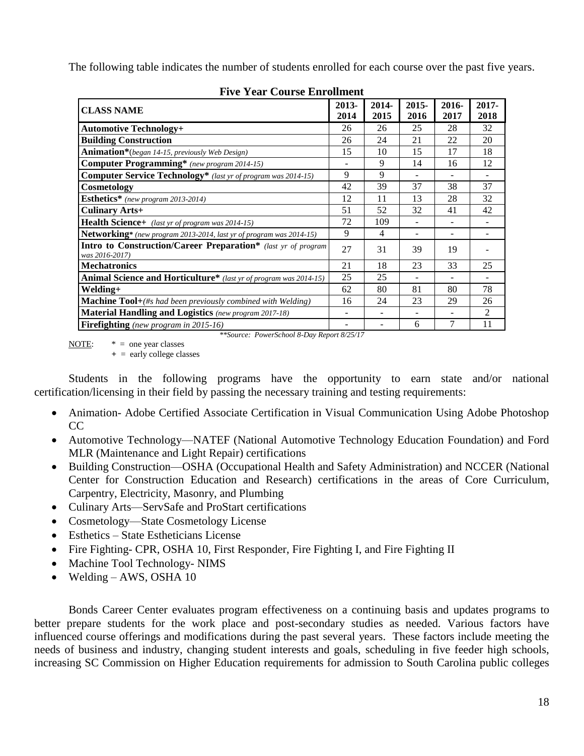The following table indicates the number of students enrolled for each course over the past five years.

**Five Year Course Enrollment**

| CLASS NAME | 2013-2014 | 2014-2015 | 2015-2016 | 2016-2017 | 2017-2018 |
|---|---|---|---|---|---|
| **Automotive Technology+** | 26 | 26 | 25 | 28 | 32 |
| **Building Construction** | 26 | 24 | 21 | 22 | 20 |
| **Animation***(*began 14-15, previously Web Design*) | 15 | 10 | 15 | 17 | 18 |
| **Computer Programming*** (*new program 2014-15*) | - | 9 | 14 | 16 | 12 |
| **Computer Service Technology*** (*last yr of program was 2014-15*) | 9 | 9 | - | - | - |
| **Cosmetology** | 42 | 39 | 37 | 38 | 37 |
| **Esthetics*** (*new program 2013-2014*) | 12 | 11 | 13 | 28 | 32 |
| **Culinary Arts+** | 51 | 52 | 32 | 41 | 42 |
| **Health Science+** (*last yr of program was 2014-15*) | 72 | 109 | - | - | - |
| **Networking*** (*new program 2013-2014, last yr of program was 2014-15*) | 9 | 4 | - | - | - |
| **Intro to Construction/Career Preparation*** (*last yr of program was 2016-2017*) | 27 | 31 | 39 | 19 | - |
| **Mechatronics** | 21 | 18 | 23 | 33 | 25 |
| **Animal Science and Horticulture*** (*last yr of program was 2014-15*) | 25 | 25 | - | - | - |
| **Welding+** | 62 | 80 | 81 | 80 | 78 |
| **Machine Tool+**(*#s had been previously combined with Welding*) | 16 | 24 | 23 | 29 | 26 |
| **Material Handling and Logistics** (*new program 2017-18*) | - | - | - | - | 2 |
| **Firefighting** (*new program in 2015-16*) | - | - | 6 | 7 | 11 |

*\*\*Source: PowerSchool 8-Day Report 8/25/17*

NOTE: * = one year classes
\+ = early college classes

Students in the following programs have the opportunity to earn state and/or national certification/licensing in their field by passing the necessary training and testing requirements:

- Animation- Adobe Certified Associate Certification in Visual Communication Using Adobe Photoshop CC
- Automotive Technology—NATEF (National Automotive Technology Education Foundation) and Ford MLR (Maintenance and Light Repair) certifications
- Building Construction—OSHA (Occupational Health and Safety Administration) and NCCER (National Center for Construction Education and Research) certifications in the areas of Core Curriculum, Carpentry, Electricity, Masonry, and Plumbing
- Culinary Arts—ServSafe and ProStart certifications
- Cosmetology—State Cosmetology License
- Esthetics – State Estheticians License
- Fire Fighting- CPR, OSHA 10, First Responder, Fire Fighting I, and Fire Fighting II
- Machine Tool Technology- NIMS
- Welding – AWS, OSHA 10

Bonds Career Center evaluates program effectiveness on a continuing basis and updates programs to better prepare students for the work place and post-secondary studies as needed. Various factors have influenced course offerings and modifications during the past several years. These factors include meeting the needs of business and industry, changing student interests and goals, scheduling in five feeder high schools, increasing SC Commission on Higher Education requirements for admission to South Carolina public colleges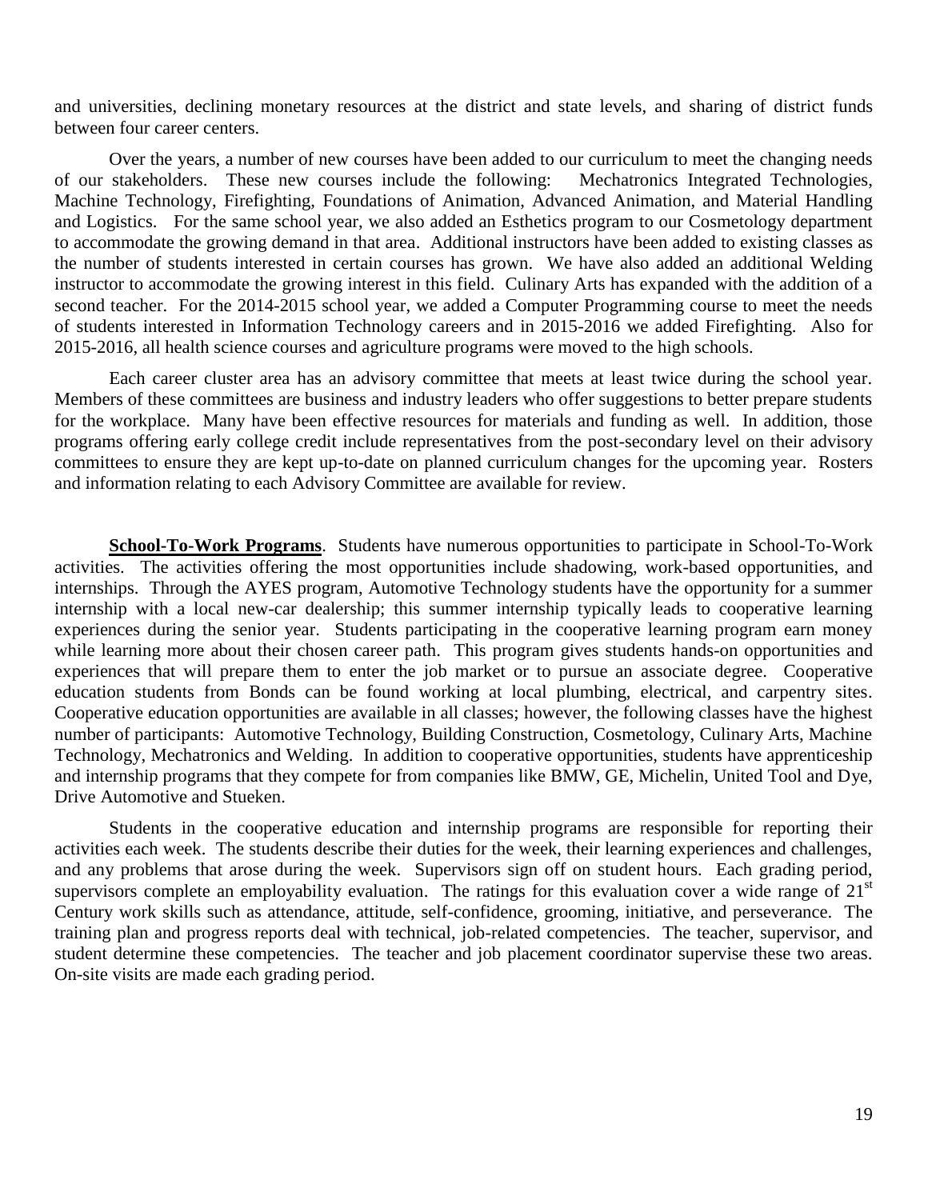and universities, declining monetary resources at the district and state levels, and sharing of district funds between four career centers.

Over the years, a number of new courses have been added to our curriculum to meet the changing needs of our stakeholders. These new courses include the following: Mechatronics Integrated Technologies, Machine Technology, Firefighting, Foundations of Animation, Advanced Animation, and Material Handling and Logistics. For the same school year, we also added an Esthetics program to our Cosmetology department to accommodate the growing demand in that area. Additional instructors have been added to existing classes as the number of students interested in certain courses has grown. We have also added an additional Welding instructor to accommodate the growing interest in this field. Culinary Arts has expanded with the addition of a second teacher. For the 2014-2015 school year, we added a Computer Programming course to meet the needs of students interested in Information Technology careers and in 2015-2016 we added Firefighting. Also for 2015-2016, all health science courses and agriculture programs were moved to the high schools.

Each career cluster area has an advisory committee that meets at least twice during the school year. Members of these committees are business and industry leaders who offer suggestions to better prepare students for the workplace. Many have been effective resources for materials and funding as well. In addition, those programs offering early college credit include representatives from the post-secondary level on their advisory committees to ensure they are kept up-to-date on planned curriculum changes for the upcoming year. Rosters and information relating to each Advisory Committee are available for review.

**School-To-Work Programs**. Students have numerous opportunities to participate in School-To-Work activities. The activities offering the most opportunities include shadowing, work-based opportunities, and internships. Through the AYES program, Automotive Technology students have the opportunity for a summer internship with a local new-car dealership; this summer internship typically leads to cooperative learning experiences during the senior year. Students participating in the cooperative learning program earn money while learning more about their chosen career path. This program gives students hands-on opportunities and experiences that will prepare them to enter the job market or to pursue an associate degree. Cooperative education students from Bonds can be found working at local plumbing, electrical, and carpentry sites. Cooperative education opportunities are available in all classes; however, the following classes have the highest number of participants: Automotive Technology, Building Construction, Cosmetology, Culinary Arts, Machine Technology, Mechatronics and Welding. In addition to cooperative opportunities, students have apprenticeship and internship programs that they compete for from companies like BMW, GE, Michelin, United Tool and Dye, Drive Automotive and Stueken.

Students in the cooperative education and internship programs are responsible for reporting their activities each week. The students describe their duties for the week, their learning experiences and challenges, and any problems that arose during the week. Supervisors sign off on student hours. Each grading period, supervisors complete an employability evaluation. The ratings for this evaluation cover a wide range of 21st Century work skills such as attendance, attitude, self-confidence, grooming, initiative, and perseverance. The training plan and progress reports deal with technical, job-related competencies. The teacher, supervisor, and student determine these competencies. The teacher and job placement coordinator supervise these two areas. On-site visits are made each grading period.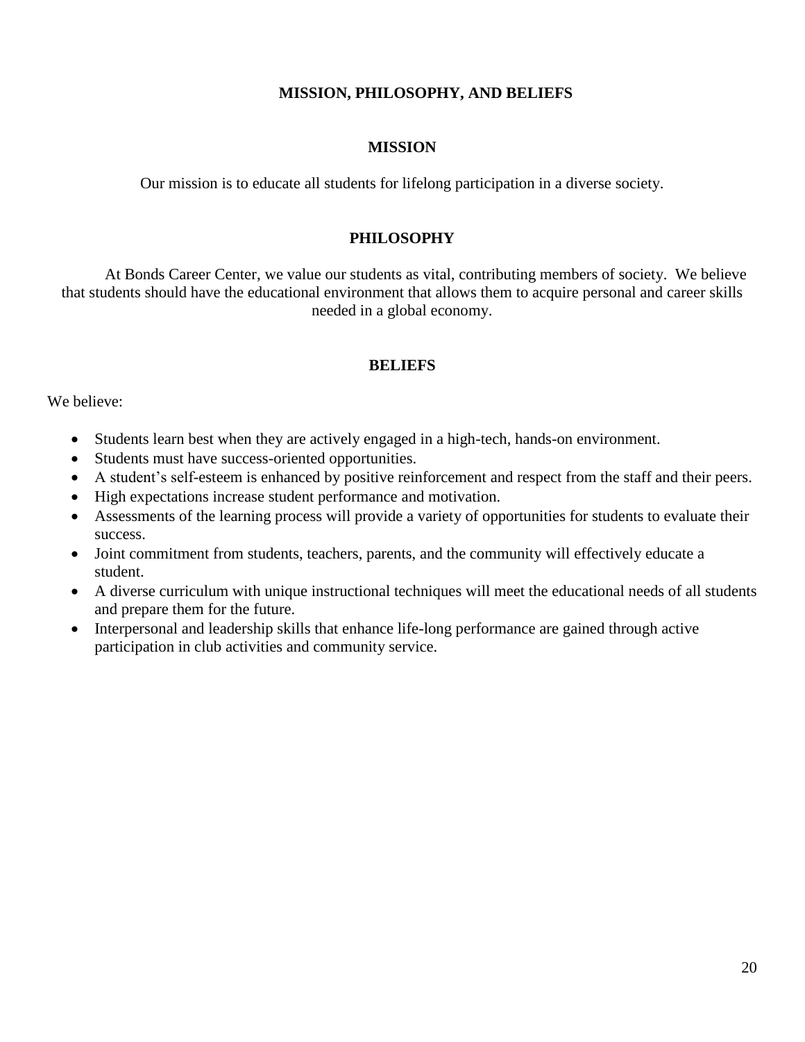# MISSION, PHILOSOPHY, AND BELIEFS

## MISSION

Our mission is to educate all students for lifelong participation in a diverse society.

## PHILOSOPHY

At Bonds Career Center, we value our students as vital, contributing members of society. We believe that students should have the educational environment that allows them to acquire personal and career skills needed in a global economy.

## BELIEFS

We believe:

- Students learn best when they are actively engaged in a high-tech, hands-on environment.
- Students must have success-oriented opportunities.
- A student's self-esteem is enhanced by positive reinforcement and respect from the staff and their peers.
- High expectations increase student performance and motivation.
- Assessments of the learning process will provide a variety of opportunities for students to evaluate their success.
- Joint commitment from students, teachers, parents, and the community will effectively educate a student.
- A diverse curriculum with unique instructional techniques will meet the educational needs of all students and prepare them for the future.
- Interpersonal and leadership skills that enhance life-long performance are gained through active participation in club activities and community service.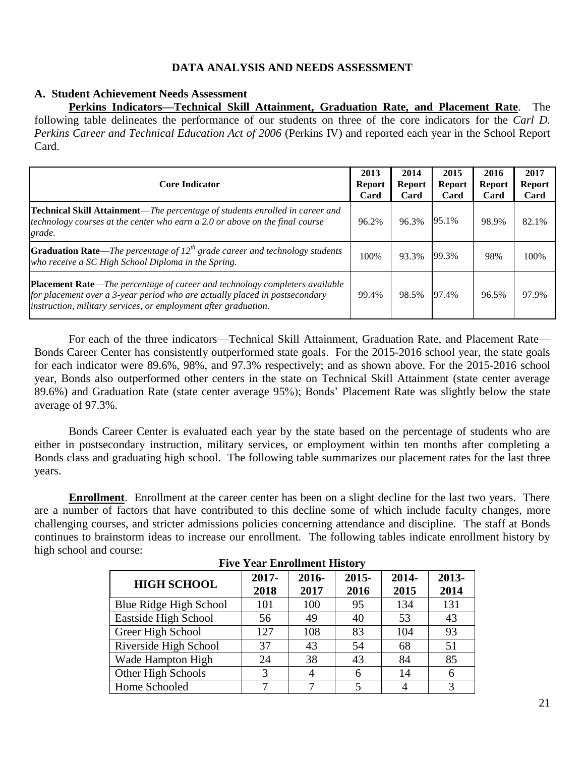## DATA ANALYSIS AND NEEDS ASSESSMENT

### A. Student Achievement Needs Assessment

**Perkins Indicators—Technical Skill Attainment, Graduation Rate, and Placement Rate**. The following table delineates the performance of our students on three of the core indicators for the *Carl D. Perkins Career and Technical Education Act of 2006* (Perkins IV) and reported each year in the School Report Card.

| Core Indicator | 2013 Report Card | 2014 Report Card | 2015 Report Card | 2016 Report Card | 2017 Report Card |
|---|---|---|---|---|---|
| **Technical Skill Attainment**—*The percentage of students enrolled in career and technology courses at the center who earn a 2.0 or above on the final course grade.* | 96.2% | 96.3% | 95.1% | 98.9% | 82.1% |
| **Graduation Rate**—*The percentage of 12th grade career and technology students who receive a SC High School Diploma in the Spring.* | 100% | 93.3% | 99.3% | 98% | 100% |
| **Placement Rate**—*The percentage of career and technology completers available for placement over a 3-year period who are actually placed in postsecondary instruction, military services, or employment after graduation.* | 99.4% | 98.5% | 97.4% | 96.5% | 97.9% |

For each of the three indicators—Technical Skill Attainment, Graduation Rate, and Placement Rate—Bonds Career Center has consistently outperformed state goals. For the 2015-2016 school year, the state goals for each indicator were 89.6%, 98%, and 97.3% respectively; and as shown above. For the 2015-2016 school year, Bonds also outperformed other centers in the state on Technical Skill Attainment (state center average 89.6%) and Graduation Rate (state center average 95%); Bonds' Placement Rate was slightly below the state average of 97.3%.

Bonds Career Center is evaluated each year by the state based on the percentage of students who are either in postsecondary instruction, military services, or employment within ten months after completing a Bonds class and graduating high school. The following table summarizes our placement rates for the last three years.

**Enrollment**. Enrollment at the career center has been on a slight decline for the last two years. There are a number of factors that have contributed to this decline some of which include faculty changes, more challenging courses, and stricter admissions policies concerning attendance and discipline. The staff at Bonds continues to brainstorm ideas to increase our enrollment. The following tables indicate enrollment history by high school and course:

**Five Year Enrollment History**

| HIGH SCHOOL | 2017-2018 | 2016-2017 | 2015-2016 | 2014-2015 | 2013-2014 |
|---|---|---|---|---|---|
| Blue Ridge High School | 101 | 100 | 95 | 134 | 131 |
| Eastside High School | 56 | 49 | 40 | 53 | 43 |
| Greer High School | 127 | 108 | 83 | 104 | 93 |
| Riverside High School | 37 | 43 | 54 | 68 | 51 |
| Wade Hampton High | 24 | 38 | 43 | 84 | 85 |
| Other High Schools | 3 | 4 | 6 | 14 | 6 |
| Home Schooled | 7 | 7 | 5 | 4 | 3 |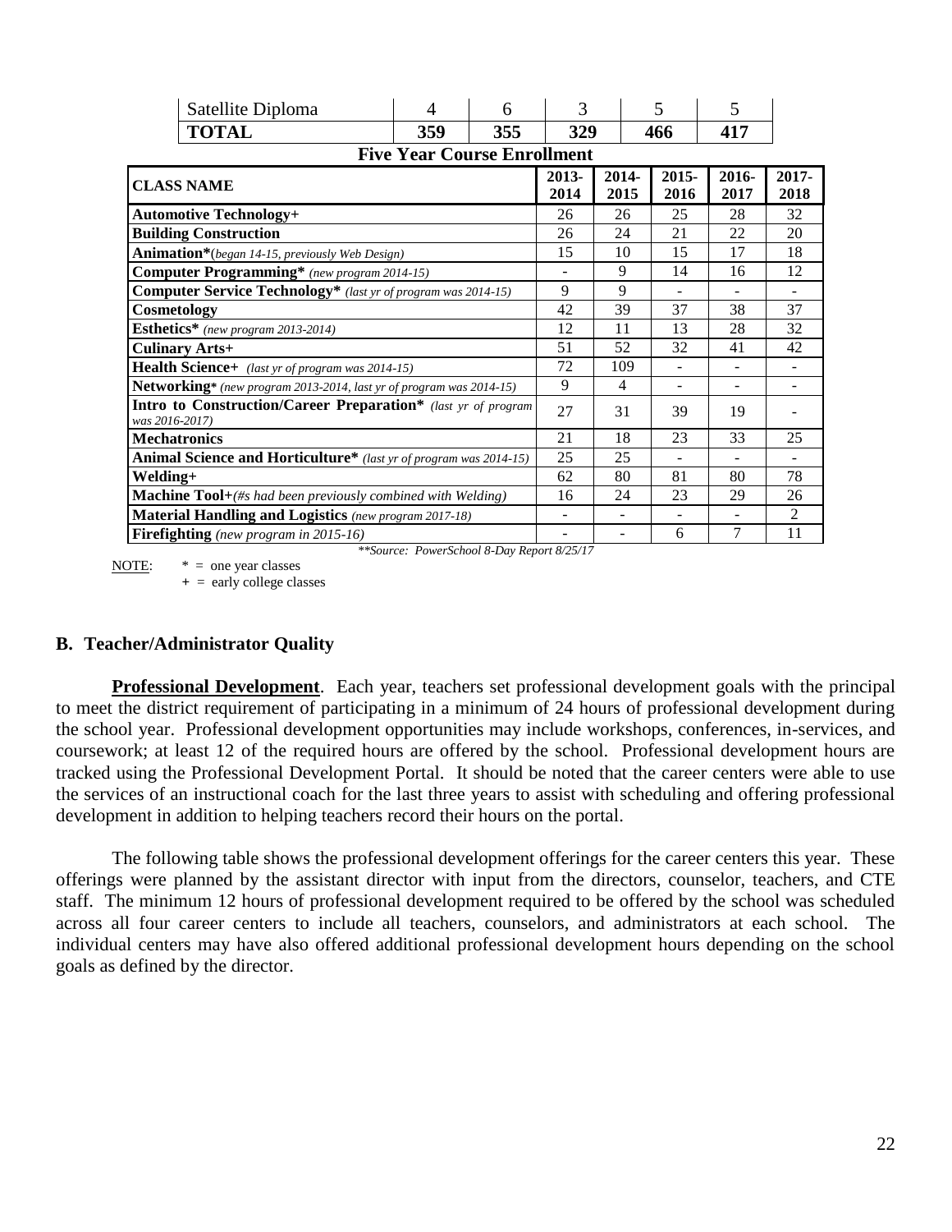| Satellite Diploma | 4 | 6 | 3 | 5 | 5 |
|---|---|---|---|---|---|
| **TOTAL** | **359** | **355** | **329** | **466** | **417** |

**Five Year Course Enrollment**

| CLASS NAME | 2013-2014 | 2014-2015 | 2015-2016 | 2016-2017 | 2017-2018 |
|---|---|---|---|---|---|
| **Automotive Technology+** | 26 | 26 | 25 | 28 | 32 |
| **Building Construction** | 26 | 24 | 21 | 22 | 20 |
| **Animation***(*began 14-15, previously Web Design*) | 15 | 10 | 15 | 17 | 18 |
| **Computer Programming*** *(new program 2014-15)* | - | 9 | 14 | 16 | 12 |
| **Computer Service Technology*** *(last yr of program was 2014-15)* | 9 | 9 | - | - | - |
| **Cosmetology** | 42 | 39 | 37 | 38 | 37 |
| **Esthetics*** *(new program 2013-2014)* | 12 | 11 | 13 | 28 | 32 |
| **Culinary Arts+** | 51 | 52 | 32 | 41 | 42 |
| **Health Science+** *(last yr of program was 2014-15)* | 72 | 109 | - | - | - |
| **Networking*** *(new program 2013-2014, last yr of program was 2014-15)* | 9 | 4 | - | - | - |
| **Intro to Construction/Career Preparation*** *(last yr of program was 2016-2017)* | 27 | 31 | 39 | 19 | - |
| **Mechatronics** | 21 | 18 | 23 | 33 | 25 |
| **Animal Science and Horticulture*** *(last yr of program was 2014-15)* | 25 | 25 | - | - | - |
| **Welding+** | 62 | 80 | 81 | 80 | 78 |
| **Machine Tool+***(#s had been previously combined with Welding)* | 16 | 24 | 23 | 29 | 26 |
| **Material Handling and Logistics** *(new program 2017-18)* | - | - | - | - | 2 |
| **Firefighting** *(new program in 2015-16)* | - | - | 6 | 7 | 11 |

*\*\*Source: PowerSchool 8-Day Report 8/25/17*

NOTE: * = one year classes
+ = early college classes

### B. Teacher/Administrator Quality

**Professional Development**. Each year, teachers set professional development goals with the principal to meet the district requirement of participating in a minimum of 24 hours of professional development during the school year. Professional development opportunities may include workshops, conferences, in-services, and coursework; at least 12 of the required hours are offered by the school. Professional development hours are tracked using the Professional Development Portal. It should be noted that the career centers were able to use the services of an instructional coach for the last three years to assist with scheduling and offering professional development in addition to helping teachers record their hours on the portal.

The following table shows the professional development offerings for the career centers this year. These offerings were planned by the assistant director with input from the directors, counselor, teachers, and CTE staff. The minimum 12 hours of professional development required to be offered by the school was scheduled across all four career centers to include all teachers, counselors, and administrators at each school. The individual centers may have also offered additional professional development hours depending on the school goals as defined by the director.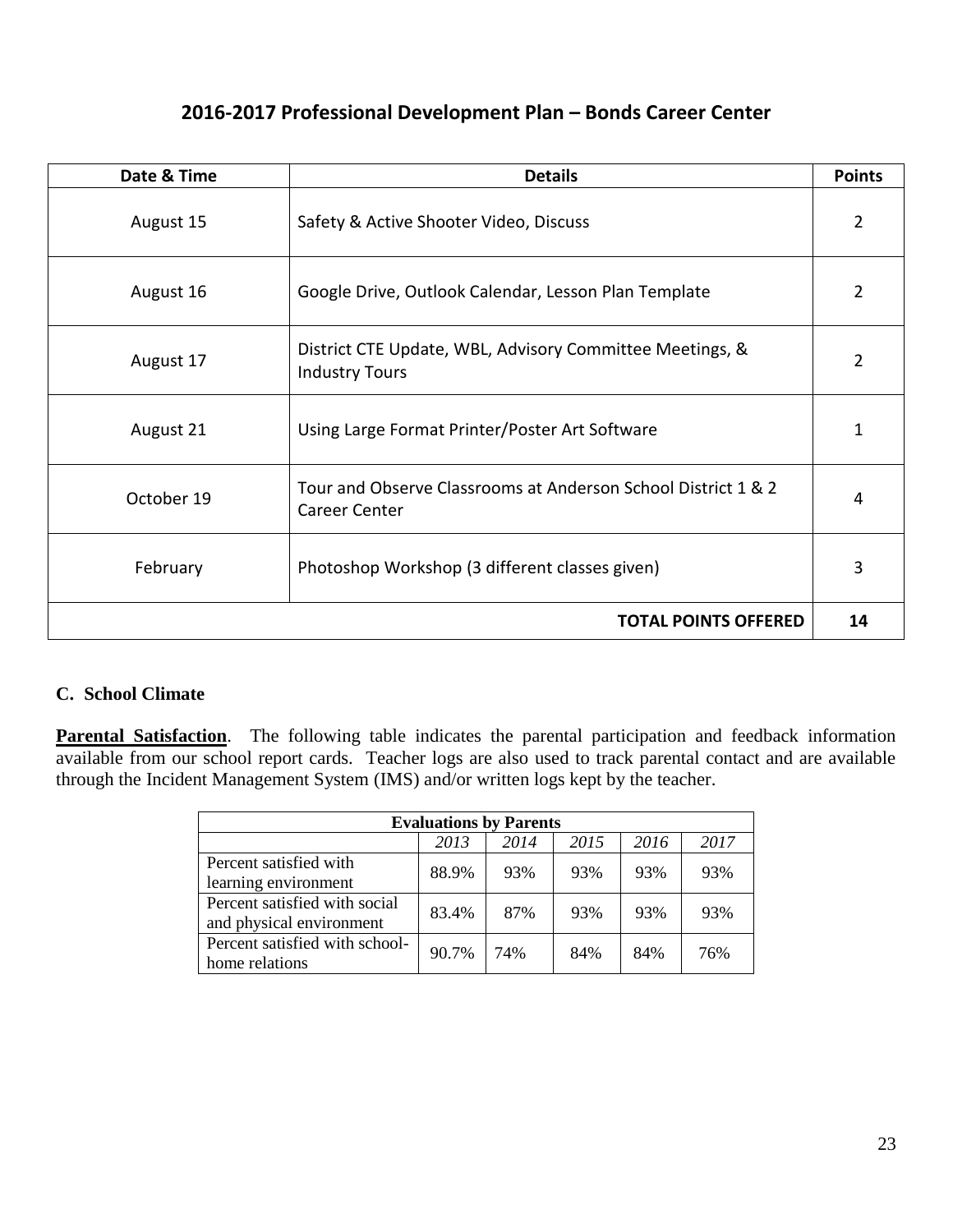## 2016-2017 Professional Development Plan – Bonds Career Center

| Date & Time | Details | Points |
|---|---|---|
| August 15 | Safety & Active Shooter Video, Discuss | 2 |
| August 16 | Google Drive, Outlook Calendar, Lesson Plan Template | 2 |
| August 17 | District CTE Update, WBL, Advisory Committee Meetings, & Industry Tours | 2 |
| August 21 | Using Large Format Printer/Poster Art Software | 1 |
| October 19 | Tour and Observe Classrooms at Anderson School District 1 & 2 Career Center | 4 |
| February | Photoshop Workshop (3 different classes given) | 3 |
| | **TOTAL POINTS OFFERED** | **14** |

### C. School Climate

**Parental Satisfaction**. The following table indicates the parental participation and feedback information available from our school report cards. Teacher logs are also used to track parental contact and are available through the Incident Management System (IMS) and/or written logs kept by the teacher.

| **Evaluations by Parents** | | | | | |
|---|---|---|---|---|---|
| | *2013* | *2014* | *2015* | *2016* | *2017* |
| Percent satisfied with learning environment | 88.9% | 93% | 93% | 93% | 93% |
| Percent satisfied with social and physical environment | 83.4% | 87% | 93% | 93% | 93% |
| Percent satisfied with school-home relations | 90.7% | 74% | 84% | 84% | 76% |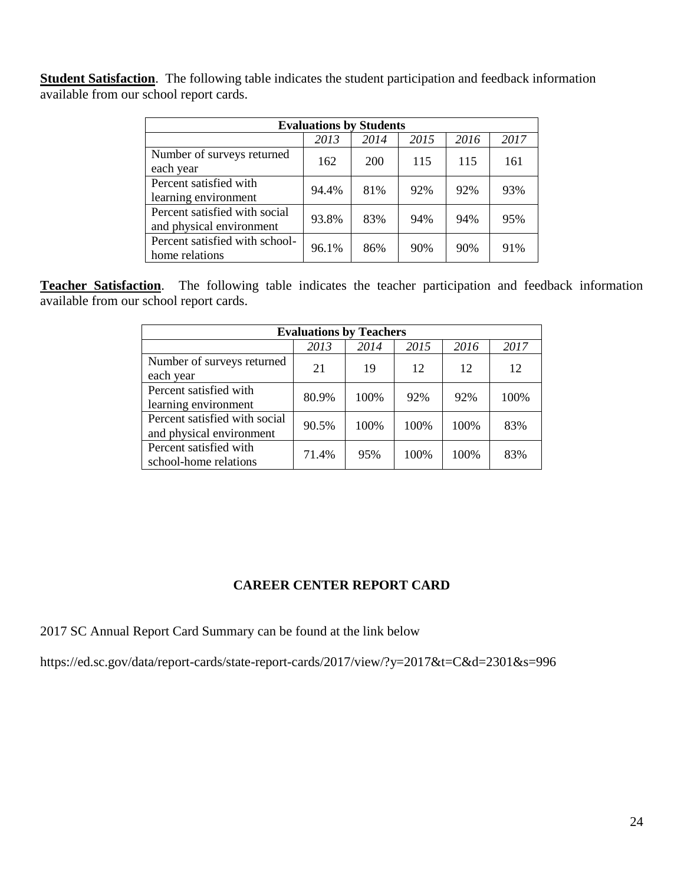**Student Satisfaction**. The following table indicates the student participation and feedback information available from our school report cards.

| Evaluations by Students | | | | | |
|---|---|---|---|---|---|
| | *2013* | *2014* | *2015* | *2016* | *2017* |
| Number of surveys returned each year | 162 | 200 | 115 | 115 | 161 |
| Percent satisfied with learning environment | 94.4% | 81% | 92% | 92% | 93% |
| Percent satisfied with social and physical environment | 93.8% | 83% | 94% | 94% | 95% |
| Percent satisfied with school-home relations | 96.1% | 86% | 90% | 90% | 91% |

**Teacher Satisfaction**. The following table indicates the teacher participation and feedback information available from our school report cards.

| Evaluations by Teachers | | | | | |
|---|---|---|---|---|---|
| | *2013* | *2014* | *2015* | *2016* | *2017* |
| Number of surveys returned each year | 21 | 19 | 12 | 12 | 12 |
| Percent satisfied with learning environment | 80.9% | 100% | 92% | 92% | 100% |
| Percent satisfied with social and physical environment | 90.5% | 100% | 100% | 100% | 83% |
| Percent satisfied with school-home relations | 71.4% | 95% | 100% | 100% | 83% |

## CAREER CENTER REPORT CARD

2017 SC Annual Report Card Summary can be found at the link below

https://ed.sc.gov/data/report-cards/state-report-cards/2017/view/?y=2017&t=C&d=2301&s=996